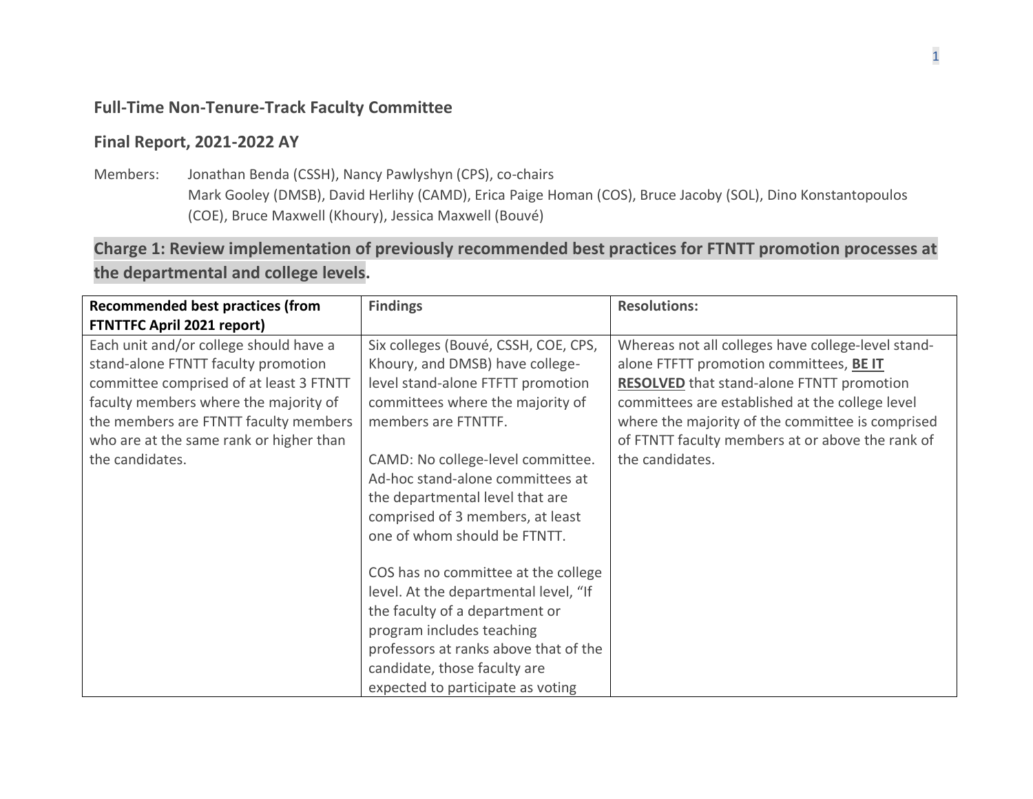## Full-Time Non-Tenure-Track Faculty Committee

## Final Report, 2021-2022 AY

Members: Jonathan Benda (CSSH), Nancy Pawlyshyn (CPS), co-chairs
Mark Gooley (DMSB), David Herlihy (CAMD), Erica Paige Homan (COS), Bruce Jacoby (SOL), Dino Konstantopoulos (COE), Bruce Maxwell (Khoury), Jessica Maxwell (Bouvé)

### Charge 1: Review implementation of previously recommended best practices for FTNTT promotion processes at the departmental and college levels.

| Recommended best practices (from FTNTTFC April 2021 report) | Findings | Resolutions: |
|---|---|---|
| Each unit and/or college should have a stand-alone FTNTT faculty promotion committee comprised of at least 3 FTNTT faculty members where the majority of the members are FTNTT faculty members who are at the same rank or higher than the candidates. | Six colleges (Bouvé, CSSH, COE, CPS, Khoury, and DMSB) have college-level stand-alone FTFTT promotion committees where the majority of members are FTNTTF.<br><br>CAMD: No college-level committee. Ad-hoc stand-alone committees at the departmental level that are comprised of 3 members, at least one of whom should be FTNTT.<br><br>COS has no committee at the college level. At the departmental level, "If the faculty of a department or program includes teaching professors at ranks above that of the candidate, those faculty are expected to participate as voting | Whereas not all colleges have college-level stand-alone FTFTT promotion committees, **<u>BE IT RESOLVED</u>** that stand-alone FTNTT promotion committees are established at the college level where the majority of the committee is comprised of FTNTT faculty members at or above the rank of the candidates. |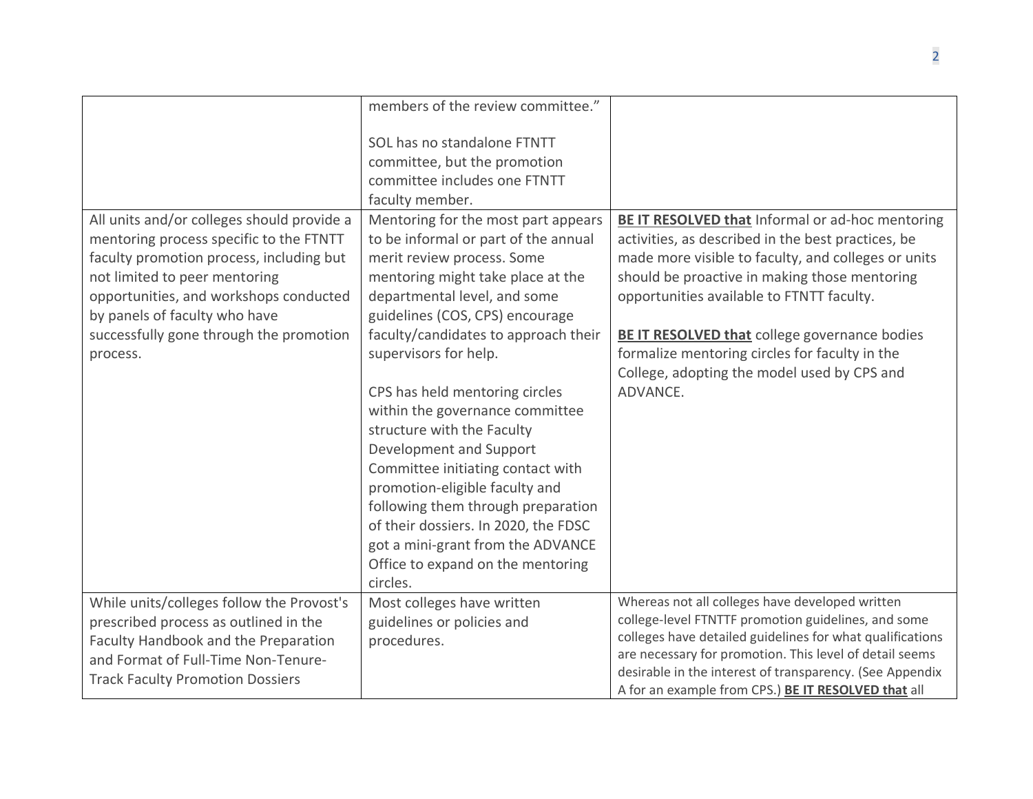| | | |
|---|---|---|
| | members of the review committee."<br><br>SOL has no standalone FTNTT committee, but the promotion committee includes one FTNTT faculty member. | |
| All units and/or colleges should provide a mentoring process specific to the FTNTT faculty promotion process, including but not limited to peer mentoring opportunities, and workshops conducted by panels of faculty who have successfully gone through the promotion process. | Mentoring for the most part appears to be informal or part of the annual merit review process. Some mentoring might take place at the departmental level, and some guidelines (COS, CPS) encourage faculty/candidates to approach their supervisors for help.<br><br>CPS has held mentoring circles within the governance committee structure with the Faculty Development and Support Committee initiating contact with promotion-eligible faculty and following them through preparation of their dossiers. In 2020, the FDSC got a mini-grant from the ADVANCE Office to expand on the mentoring circles. | **BE IT RESOLVED that** Informal or ad-hoc mentoring activities, as described in the best practices, be made more visible to faculty, and colleges or units should be proactive in making those mentoring opportunities available to FTNTT faculty.<br><br>**BE IT RESOLVED that** college governance bodies formalize mentoring circles for faculty in the College, adopting the model used by CPS and ADVANCE. |
| While units/colleges follow the Provost's prescribed process as outlined in the Faculty Handbook and the Preparation and Format of Full-Time Non-Tenure-Track Faculty Promotion Dossiers | Most colleges have written guidelines or policies and procedures. | Whereas not all colleges have developed written college-level FTNTTF promotion guidelines, and some colleges have detailed guidelines for what qualifications are necessary for promotion. This level of detail seems desirable in the interest of transparency. (See Appendix A for an example from CPS.) **BE IT RESOLVED that** all |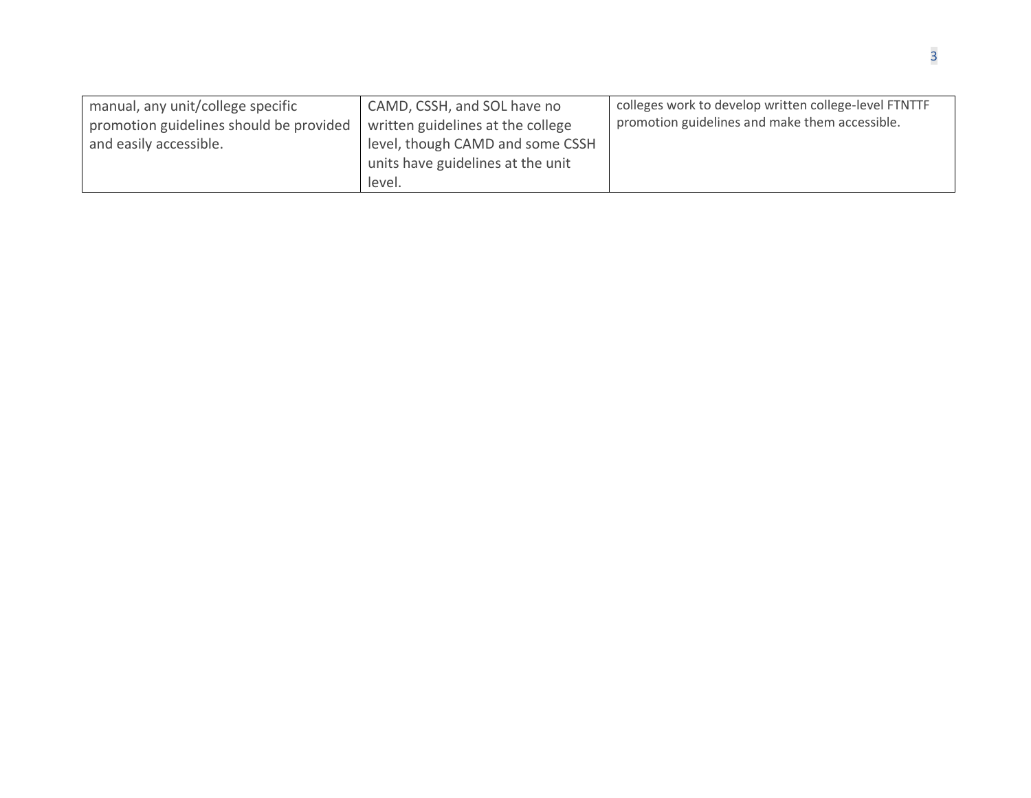| | | |
|---|---|---|
| manual, any unit/college specific promotion guidelines should be provided and easily accessible. | CAMD, CSSH, and SOL have no written guidelines at the college level, though CAMD and some CSSH units have guidelines at the unit level. | colleges work to develop written college-level FTNTTF promotion guidelines and make them accessible. |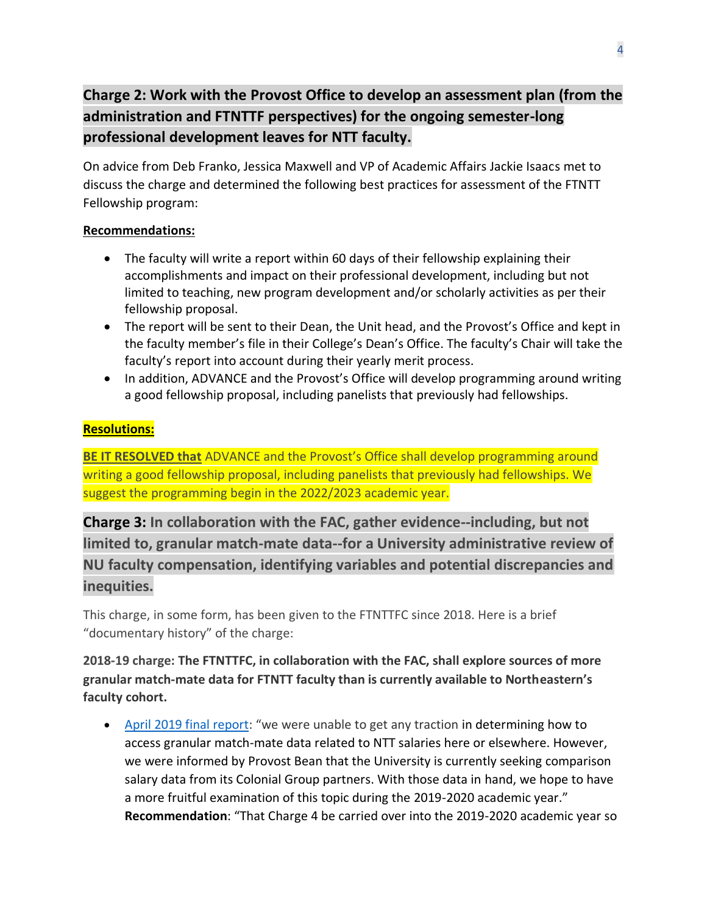## Charge 2: Work with the Provost Office to develop an assessment plan (from the administration and FTNTTF perspectives) for the ongoing semester-long professional development leaves for NTT faculty.

On advice from Deb Franko, Jessica Maxwell and VP of Academic Affairs Jackie Isaacs met to discuss the charge and determined the following best practices for assessment of the FTNTT Fellowship program:

**Recommendations:**

- The faculty will write a report within 60 days of their fellowship explaining their accomplishments and impact on their professional development, including but not limited to teaching, new program development and/or scholarly activities as per their fellowship proposal.
- The report will be sent to their Dean, the Unit head, and the Provost's Office and kept in the faculty member's file in their College's Dean's Office. The faculty's Chair will take the faculty's report into account during their yearly merit process.
- In addition, ADVANCE and the Provost's Office will develop programming around writing a good fellowship proposal, including panelists that previously had fellowships.

**Resolutions:**

**BE IT RESOLVED that** ADVANCE and the Provost's Office shall develop programming around writing a good fellowship proposal, including panelists that previously had fellowships. We suggest the programming begin in the 2022/2023 academic year.

## Charge 3: In collaboration with the FAC, gather evidence--including, but not limited to, granular match-mate data--for a University administrative review of NU faculty compensation, identifying variables and potential discrepancies and inequities.

This charge, in some form, has been given to the FTNTTFC since 2018. Here is a brief "documentary history" of the charge:

**2018-19 charge: The FTNTTFC, in collaboration with the FAC, shall explore sources of more granular match-mate data for FTNTT faculty than is currently available to Northeastern's faculty cohort.**

- April 2019 final report: "we were unable to get any traction in determining how to access granular match-mate data related to NTT salaries here or elsewhere. However, we were informed by Provost Bean that the University is currently seeking comparison salary data from its Colonial Group partners. With those data in hand, we hope to have a more fruitful examination of this topic during the 2019-2020 academic year." **Recommendation**: "That Charge 4 be carried over into the 2019-2020 academic year so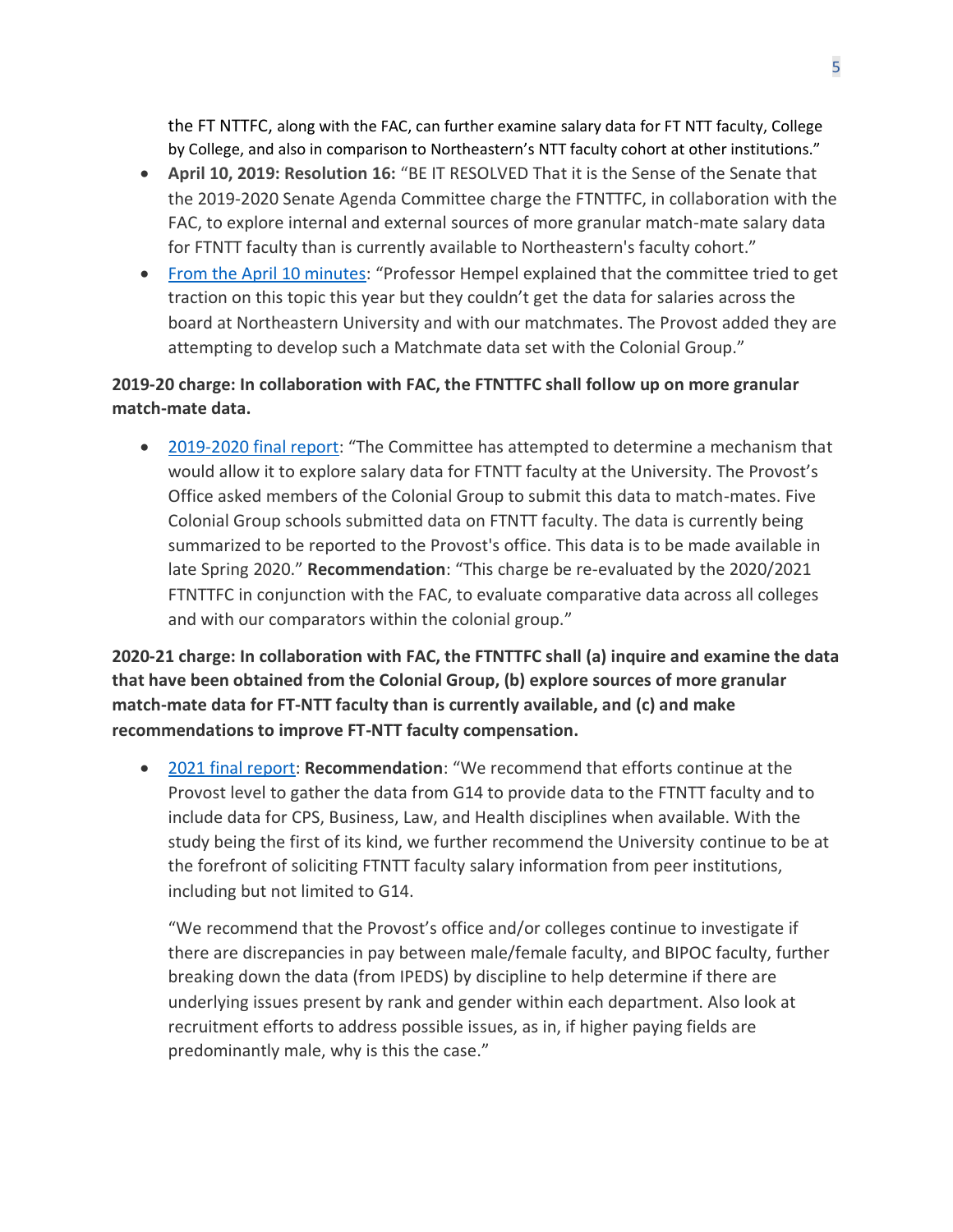the FT NTTFC, along with the FAC, can further examine salary data for FT NTT faculty, College by College, and also in comparison to Northeastern's NTT faculty cohort at other institutions."

- **April 10, 2019: Resolution 16:** "BE IT RESOLVED That it is the Sense of the Senate that the 2019-2020 Senate Agenda Committee charge the FTNTTFC, in collaboration with the FAC, to explore internal and external sources of more granular match-mate salary data for FTNTT faculty than is currently available to Northeastern's faculty cohort."
- From the April 10 minutes: "Professor Hempel explained that the committee tried to get traction on this topic this year but they couldn't get the data for salaries across the board at Northeastern University and with our matchmates. The Provost added they are attempting to develop such a Matchmate data set with the Colonial Group."

**2019-20 charge: In collaboration with FAC, the FTNTTFC shall follow up on more granular match-mate data.**

- 2019-2020 final report: "The Committee has attempted to determine a mechanism that would allow it to explore salary data for FTNTT faculty at the University. The Provost's Office asked members of the Colonial Group to submit this data to match-mates. Five Colonial Group schools submitted data on FTNTT faculty. The data is currently being summarized to be reported to the Provost's office. This data is to be made available in late Spring 2020." **Recommendation**: "This charge be re-evaluated by the 2020/2021 FTNTTFC in conjunction with the FAC, to evaluate comparative data across all colleges and with our comparators within the colonial group."

**2020-21 charge: In collaboration with FAC, the FTNTTFC shall (a) inquire and examine the data that have been obtained from the Colonial Group, (b) explore sources of more granular match-mate data for FT-NTT faculty than is currently available, and (c) and make recommendations to improve FT-NTT faculty compensation.**

- 2021 final report: **Recommendation**: "We recommend that efforts continue at the Provost level to gather the data from G14 to provide data to the FTNTT faculty and to include data for CPS, Business, Law, and Health disciplines when available. With the study being the first of its kind, we further recommend the University continue to be at the forefront of soliciting FTNTT faculty salary information from peer institutions, including but not limited to G14.

  "We recommend that the Provost's office and/or colleges continue to investigate if there are discrepancies in pay between male/female faculty, and BIPOC faculty, further breaking down the data (from IPEDS) by discipline to help determine if there are underlying issues present by rank and gender within each department. Also look at recruitment efforts to address possible issues, as in, if higher paying fields are predominantly male, why is this the case."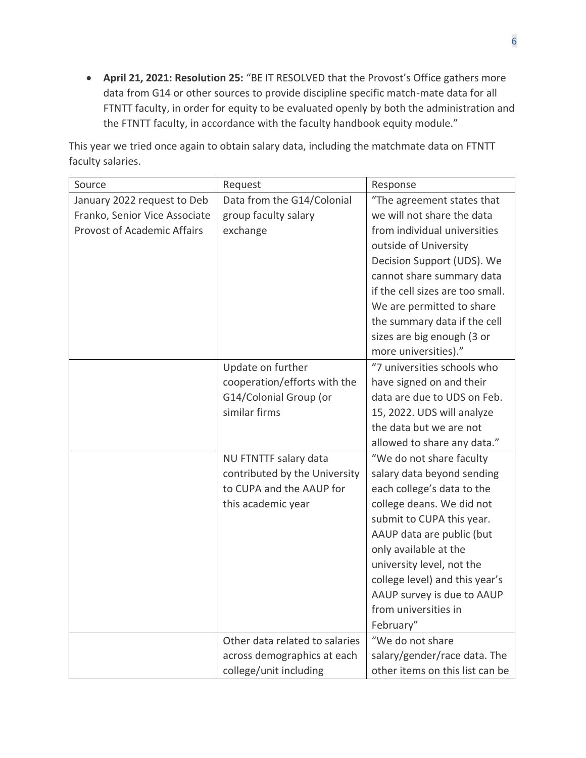- **April 21, 2021: Resolution 25:** "BE IT RESOLVED that the Provost's Office gathers more data from G14 or other sources to provide discipline specific match-mate data for all FTNTT faculty, in order for equity to be evaluated openly by both the administration and the FTNTT faculty, in accordance with the faculty handbook equity module."

This year we tried once again to obtain salary data, including the matchmate data on FTNTT faculty salaries.

| Source | Request | Response |
|---|---|---|
| January 2022 request to Deb Franko, Senior Vice Associate Provost of Academic Affairs | Data from the G14/Colonial group faculty salary exchange | "The agreement states that we will not share the data from individual universities outside of University Decision Support (UDS). We cannot share summary data if the cell sizes are too small. We are permitted to share the summary data if the cell sizes are big enough (3 or more universities)." |
| | Update on further cooperation/efforts with the G14/Colonial Group (or similar firms | "7 universities schools who have signed on and their data are due to UDS on Feb. 15, 2022. UDS will analyze the data but we are not allowed to share any data." |
| | NU FTNTTF salary data contributed by the University to CUPA and the AAUP for this academic year | "We do not share faculty salary data beyond sending each college's data to the college deans. We did not submit to CUPA this year. AAUP data are public (but only available at the university level, not the college level) and this year's AAUP survey is due to AAUP from universities in February" |
| | Other data related to salaries across demographics at each college/unit including | "We do not share salary/gender/race data. The other items on this list can be |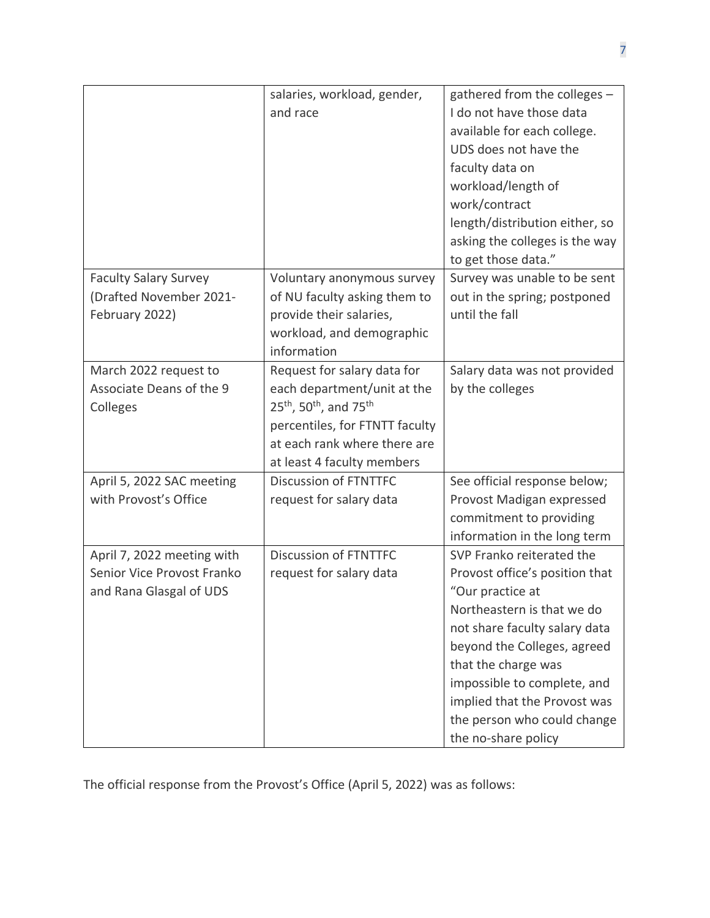| | | |
|---|---|---|
| | salaries, workload, gender, and race | gathered from the colleges – I do not have those data available for each college. UDS does not have the faculty data on workload/length of work/contract length/distribution either, so asking the colleges is the way to get those data." |
| Faculty Salary Survey (Drafted November 2021-February 2022) | Voluntary anonymous survey of NU faculty asking them to provide their salaries, workload, and demographic information | Survey was unable to be sent out in the spring; postponed until the fall |
| March 2022 request to Associate Deans of the 9 Colleges | Request for salary data for each department/unit at the 25th, 50th, and 75th percentiles, for FTNTT faculty at each rank where there are at least 4 faculty members | Salary data was not provided by the colleges |
| April 5, 2022 SAC meeting with Provost's Office | Discussion of FTNTTFC request for salary data | See official response below; Provost Madigan expressed commitment to providing information in the long term |
| April 7, 2022 meeting with Senior Vice Provost Franko and Rana Glasgal of UDS | Discussion of FTNTTFC request for salary data | SVP Franko reiterated the Provost office's position that "Our practice at Northeastern is that we do not share faculty salary data beyond the Colleges, agreed that the charge was impossible to complete, and implied that the Provost was the person who could change the no-share policy |

The official response from the Provost's Office (April 5, 2022) was as follows: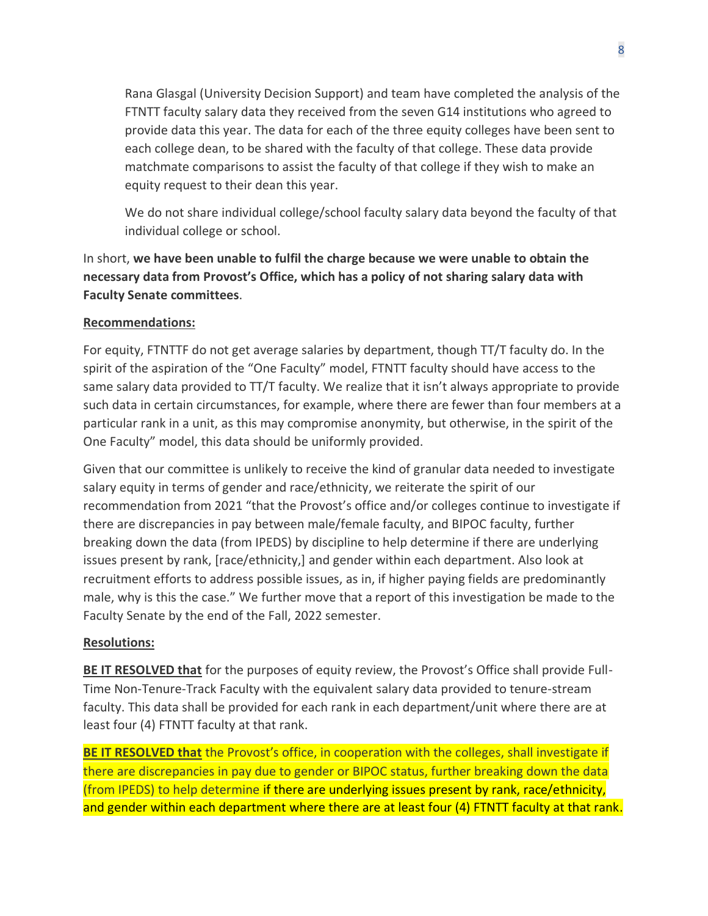Rana Glasgal (University Decision Support) and team have completed the analysis of the FTNTT faculty salary data they received from the seven G14 institutions who agreed to provide data this year. The data for each of the three equity colleges have been sent to each college dean, to be shared with the faculty of that college. These data provide matchmate comparisons to assist the faculty of that college if they wish to make an equity request to their dean this year.

We do not share individual college/school faculty salary data beyond the faculty of that individual college or school.

In short, **we have been unable to fulfil the charge because we were unable to obtain the necessary data from Provost's Office, which has a policy of not sharing salary data with Faculty Senate committees**.

**Recommendations:**

For equity, FTNTTF do not get average salaries by department, though TT/T faculty do. In the spirit of the aspiration of the "One Faculty" model, FTNTT faculty should have access to the same salary data provided to TT/T faculty. We realize that it isn't always appropriate to provide such data in certain circumstances, for example, where there are fewer than four members at a particular rank in a unit, as this may compromise anonymity, but otherwise, in the spirit of the One Faculty" model, this data should be uniformly provided.

Given that our committee is unlikely to receive the kind of granular data needed to investigate salary equity in terms of gender and race/ethnicity, we reiterate the spirit of our recommendation from 2021 "that the Provost's office and/or colleges continue to investigate if there are discrepancies in pay between male/female faculty, and BIPOC faculty, further breaking down the data (from IPEDS) by discipline to help determine if there are underlying issues present by rank, [race/ethnicity,] and gender within each department. Also look at recruitment efforts to address possible issues, as in, if higher paying fields are predominantly male, why is this the case." We further move that a report of this investigation be made to the Faculty Senate by the end of the Fall, 2022 semester.

**Resolutions:**

**BE IT RESOLVED that** for the purposes of equity review, the Provost's Office shall provide Full-Time Non-Tenure-Track Faculty with the equivalent salary data provided to tenure-stream faculty. This data shall be provided for each rank in each department/unit where there are at least four (4) FTNTT faculty at that rank.

**BE IT RESOLVED that** the Provost's office, in cooperation with the colleges, shall investigate if there are discrepancies in pay due to gender or BIPOC status, further breaking down the data (from IPEDS) to help determine if there are underlying issues present by rank, race/ethnicity, and gender within each department where there are at least four (4) FTNTT faculty at that rank.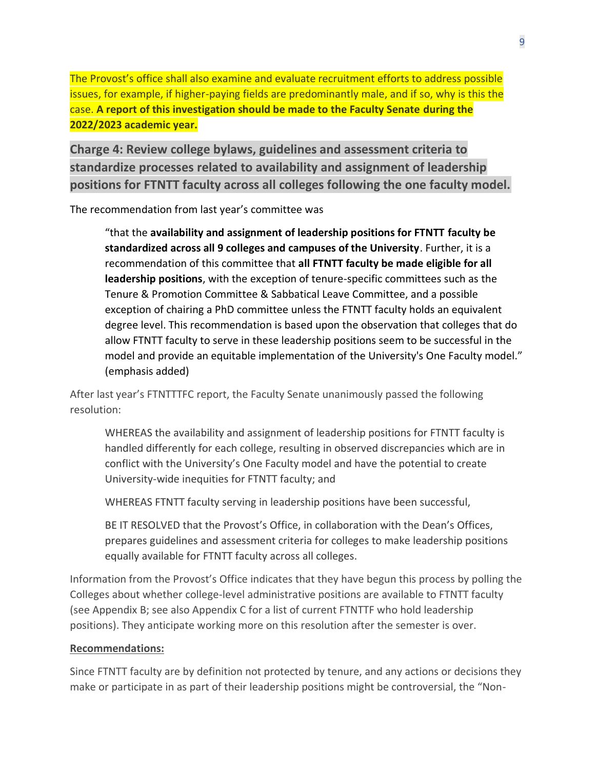The Provost's office shall also examine and evaluate recruitment efforts to address possible issues, for example, if higher-paying fields are predominantly male, and if so, why is this the case. **A report of this investigation should be made to the Faculty Senate during the 2022/2023 academic year.**

## Charge 4: Review college bylaws, guidelines and assessment criteria to standardize processes related to availability and assignment of leadership positions for FTNTT faculty across all colleges following the one faculty model.

The recommendation from last year's committee was

> "that the **availability and assignment of leadership positions for FTNTT faculty be standardized across all 9 colleges and campuses of the University**. Further, it is a recommendation of this committee that **all FTNTT faculty be made eligible for all leadership positions**, with the exception of tenure-specific committees such as the Tenure & Promotion Committee & Sabbatical Leave Committee, and a possible exception of chairing a PhD committee unless the FTNTT faculty holds an equivalent degree level. This recommendation is based upon the observation that colleges that do allow FTNTT faculty to serve in these leadership positions seem to be successful in the model and provide an equitable implementation of the University's One Faculty model." (emphasis added)

After last year's FTNTTTFC report, the Faculty Senate unanimously passed the following resolution:

> WHEREAS the availability and assignment of leadership positions for FTNTT faculty is handled differently for each college, resulting in observed discrepancies which are in conflict with the University's One Faculty model and have the potential to create University-wide inequities for FTNTT faculty; and
>
> WHEREAS FTNTT faculty serving in leadership positions have been successful,
>
> BE IT RESOLVED that the Provost's Office, in collaboration with the Dean's Offices, prepares guidelines and assessment criteria for colleges to make leadership positions equally available for FTNTT faculty across all colleges.

Information from the Provost's Office indicates that they have begun this process by polling the Colleges about whether college-level administrative positions are available to FTNTT faculty (see Appendix B; see also Appendix C for a list of current FTNTTF who hold leadership positions). They anticipate working more on this resolution after the semester is over.

**Recommendations:**

Since FTNTT faculty are by definition not protected by tenure, and any actions or decisions they make or participate in as part of their leadership positions might be controversial, the "Non-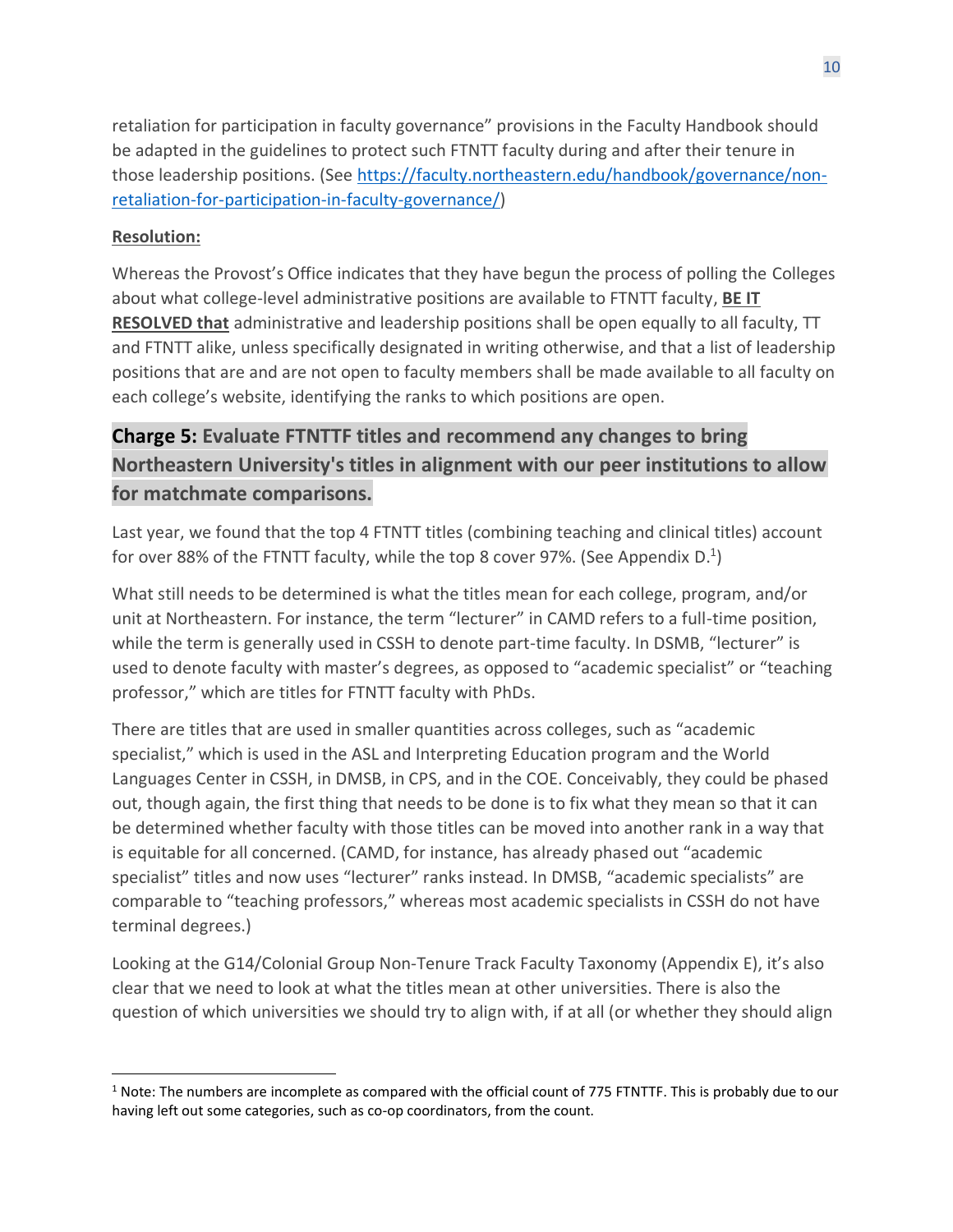retaliation for participation in faculty governance" provisions in the Faculty Handbook should be adapted in the guidelines to protect such FTNTT faculty during and after their tenure in those leadership positions. (See https://faculty.northeastern.edu/handbook/governance/non-retaliation-for-participation-in-faculty-governance/)

**Resolution:**

Whereas the Provost's Office indicates that they have begun the process of polling the Colleges about what college-level administrative positions are available to FTNTT faculty, **BE IT RESOLVED that** administrative and leadership positions shall be open equally to all faculty, TT and FTNTT alike, unless specifically designated in writing otherwise, and that a list of leadership positions that are and are not open to faculty members shall be made available to all faculty on each college's website, identifying the ranks to which positions are open.

## Charge 5: Evaluate FTNTTF titles and recommend any changes to bring Northeastern University's titles in alignment with our peer institutions to allow for matchmate comparisons.

Last year, we found that the top 4 FTNTT titles (combining teaching and clinical titles) account for over 88% of the FTNTT faculty, while the top 8 cover 97%. (See Appendix D.[1])

What still needs to be determined is what the titles mean for each college, program, and/or unit at Northeastern. For instance, the term "lecturer" in CAMD refers to a full-time position, while the term is generally used in CSSH to denote part-time faculty. In DSMB, "lecturer" is used to denote faculty with master's degrees, as opposed to "academic specialist" or "teaching professor," which are titles for FTNTT faculty with PhDs.

There are titles that are used in smaller quantities across colleges, such as "academic specialist," which is used in the ASL and Interpreting Education program and the World Languages Center in CSSH, in DMSB, in CPS, and in the COE. Conceivably, they could be phased out, though again, the first thing that needs to be done is to fix what they mean so that it can be determined whether faculty with those titles can be moved into another rank in a way that is equitable for all concerned. (CAMD, for instance, has already phased out "academic specialist" titles and now uses "lecturer" ranks instead. In DMSB, "academic specialists" are comparable to "teaching professors," whereas most academic specialists in CSSH do not have terminal degrees.)

Looking at the G14/Colonial Group Non-Tenure Track Faculty Taxonomy (Appendix E), it's also clear that we need to look at what the titles mean at other universities. There is also the question of which universities we should try to align with, if at all (or whether they should align

---

[1] Note: The numbers are incomplete as compared with the official count of 775 FTNTTF. This is probably due to our having left out some categories, such as co-op coordinators, from the count.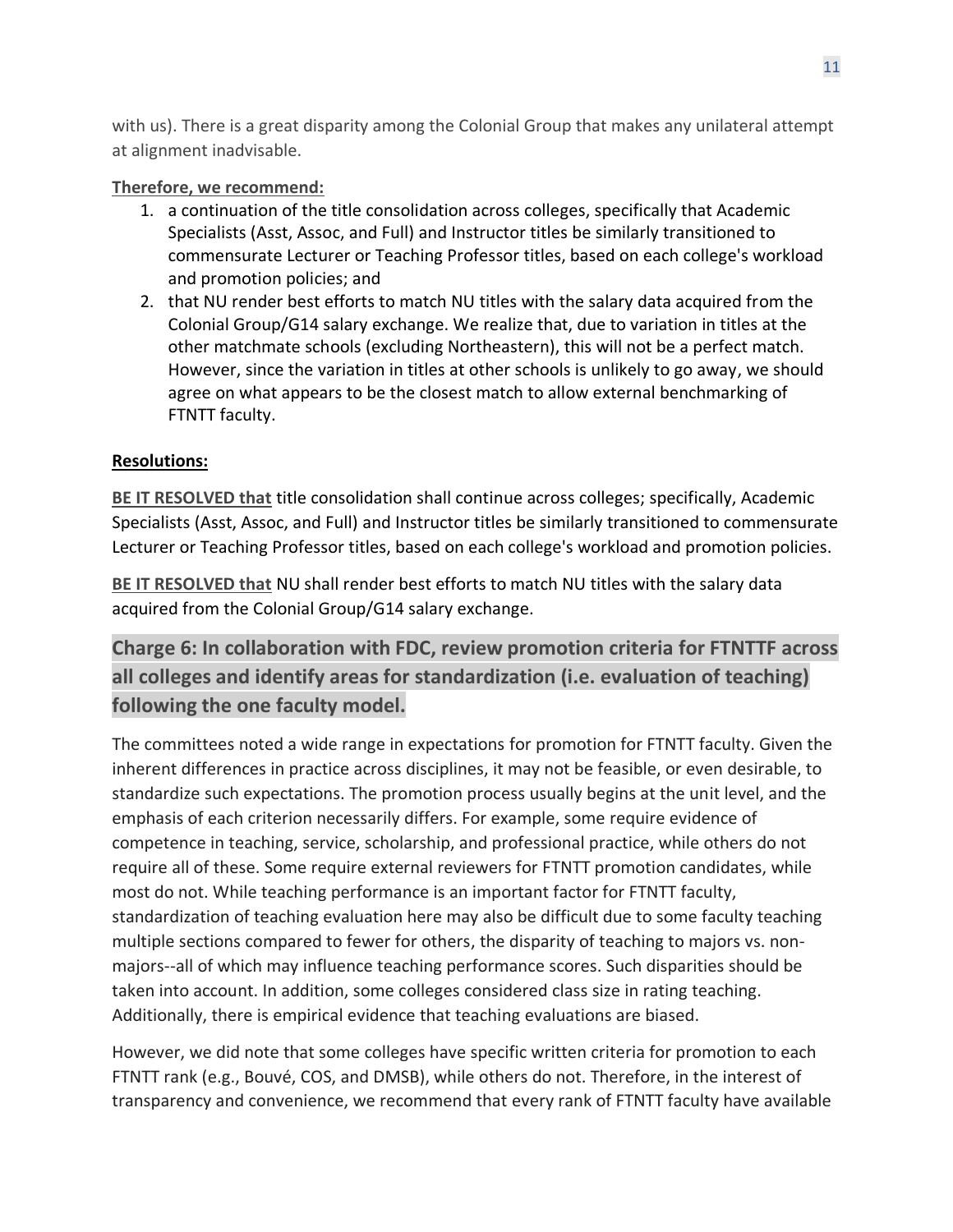with us). There is a great disparity among the Colonial Group that makes any unilateral attempt at alignment inadvisable.

**Therefore, we recommend:**

1. a continuation of the title consolidation across colleges, specifically that Academic Specialists (Asst, Assoc, and Full) and Instructor titles be similarly transitioned to commensurate Lecturer or Teaching Professor titles, based on each college's workload and promotion policies; and
2. that NU render best efforts to match NU titles with the salary data acquired from the Colonial Group/G14 salary exchange. We realize that, due to variation in titles at the other matchmate schools (excluding Northeastern), this will not be a perfect match. However, since the variation in titles at other schools is unlikely to go away, we should agree on what appears to be the closest match to allow external benchmarking of FTNTT faculty.

**Resolutions:**

**BE IT RESOLVED that** title consolidation shall continue across colleges; specifically, Academic Specialists (Asst, Assoc, and Full) and Instructor titles be similarly transitioned to commensurate Lecturer or Teaching Professor titles, based on each college's workload and promotion policies.

**BE IT RESOLVED that** NU shall render best efforts to match NU titles with the salary data acquired from the Colonial Group/G14 salary exchange.

## Charge 6: In collaboration with FDC, review promotion criteria for FTNTTF across all colleges and identify areas for standardization (i.e. evaluation of teaching) following the one faculty model.

The committees noted a wide range in expectations for promotion for FTNTT faculty. Given the inherent differences in practice across disciplines, it may not be feasible, or even desirable, to standardize such expectations. The promotion process usually begins at the unit level, and the emphasis of each criterion necessarily differs. For example, some require evidence of competence in teaching, service, scholarship, and professional practice, while others do not require all of these. Some require external reviewers for FTNTT promotion candidates, while most do not. While teaching performance is an important factor for FTNTT faculty, standardization of teaching evaluation here may also be difficult due to some faculty teaching multiple sections compared to fewer for others, the disparity of teaching to majors vs. non-majors--all of which may influence teaching performance scores. Such disparities should be taken into account. In addition, some colleges considered class size in rating teaching. Additionally, there is empirical evidence that teaching evaluations are biased.

However, we did note that some colleges have specific written criteria for promotion to each FTNTT rank (e.g., Bouvé, COS, and DMSB), while others do not. Therefore, in the interest of transparency and convenience, we recommend that every rank of FTNTT faculty have available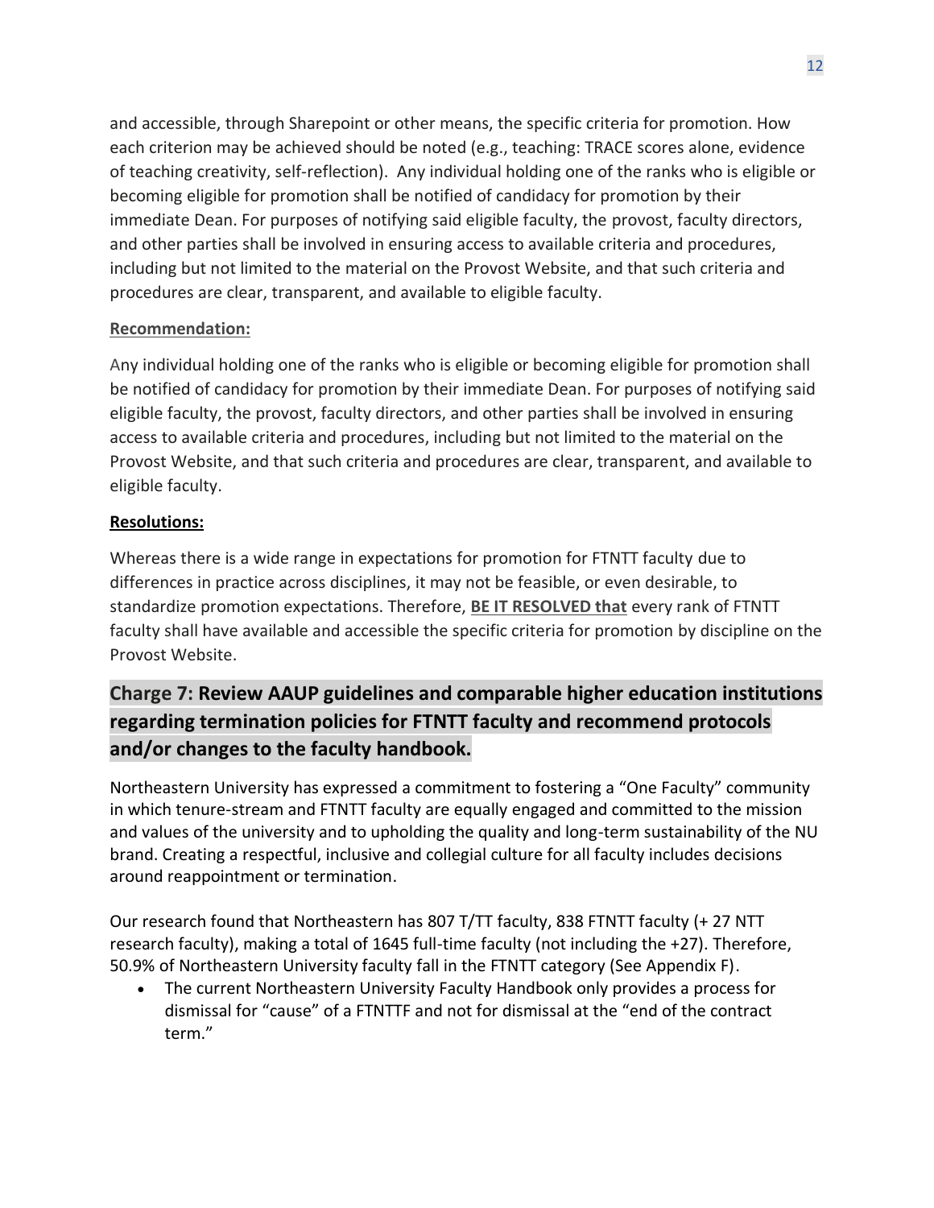and accessible, through Sharepoint or other means, the specific criteria for promotion. How each criterion may be achieved should be noted (e.g., teaching: TRACE scores alone, evidence of teaching creativity, self-reflection). Any individual holding one of the ranks who is eligible or becoming eligible for promotion shall be notified of candidacy for promotion by their immediate Dean. For purposes of notifying said eligible faculty, the provost, faculty directors, and other parties shall be involved in ensuring access to available criteria and procedures, including but not limited to the material on the Provost Website, and that such criteria and procedures are clear, transparent, and available to eligible faculty.

**Recommendation:**

Any individual holding one of the ranks who is eligible or becoming eligible for promotion shall be notified of candidacy for promotion by their immediate Dean. For purposes of notifying said eligible faculty, the provost, faculty directors, and other parties shall be involved in ensuring access to available criteria and procedures, including but not limited to the material on the Provost Website, and that such criteria and procedures are clear, transparent, and available to eligible faculty.

**Resolutions:**

Whereas there is a wide range in expectations for promotion for FTNTT faculty due to differences in practice across disciplines, it may not be feasible, or even desirable, to standardize promotion expectations. Therefore, **BE IT RESOLVED that** every rank of FTNTT faculty shall have available and accessible the specific criteria for promotion by discipline on the Provost Website.

## Charge 7: Review AAUP guidelines and comparable higher education institutions regarding termination policies for FTNTT faculty and recommend protocols and/or changes to the faculty handbook.

Northeastern University has expressed a commitment to fostering a "One Faculty" community in which tenure-stream and FTNTT faculty are equally engaged and committed to the mission and values of the university and to upholding the quality and long-term sustainability of the NU brand. Creating a respectful, inclusive and collegial culture for all faculty includes decisions around reappointment or termination.

Our research found that Northeastern has 807 T/TT faculty, 838 FTNTT faculty (+ 27 NTT research faculty), making a total of 1645 full-time faculty (not including the +27). Therefore, 50.9% of Northeastern University faculty fall in the FTNTT category (See Appendix F).

- The current Northeastern University Faculty Handbook only provides a process for dismissal for "cause" of a FTNTTF and not for dismissal at the "end of the contract term."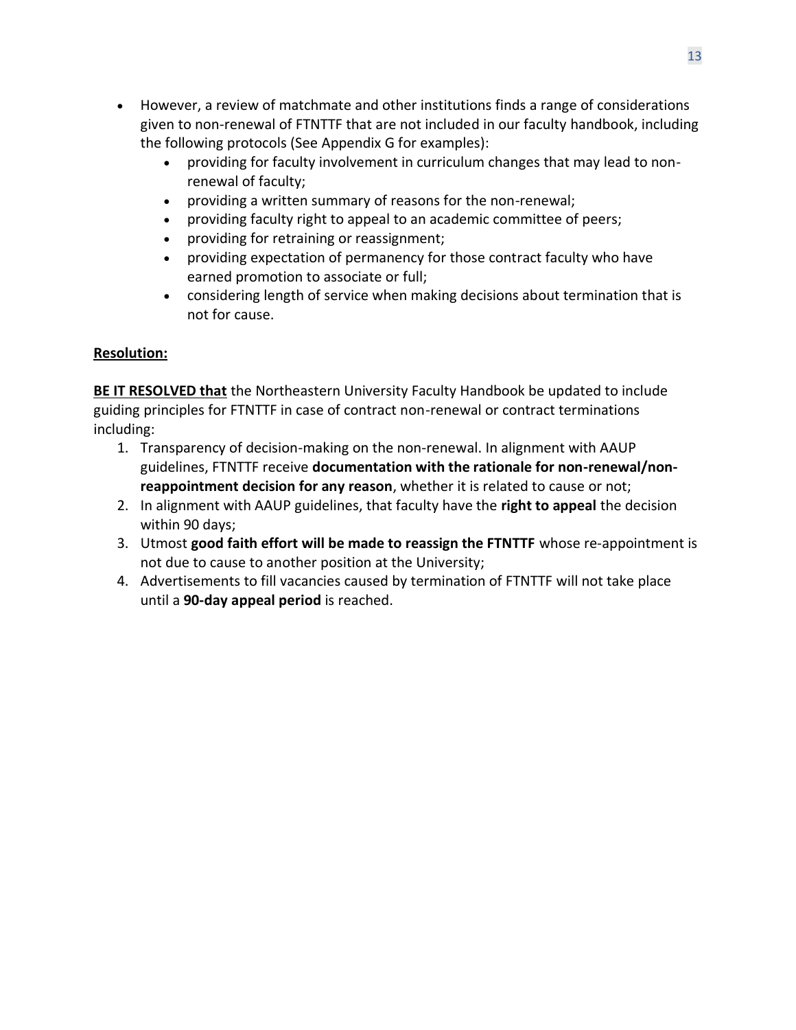- However, a review of matchmate and other institutions finds a range of considerations given to non-renewal of FTNTTF that are not included in our faculty handbook, including the following protocols (See Appendix G for examples):
    - providing for faculty involvement in curriculum changes that may lead to non-renewal of faculty;
    - providing a written summary of reasons for the non-renewal;
    - providing faculty right to appeal to an academic committee of peers;
    - providing for retraining or reassignment;
    - providing expectation of permanency for those contract faculty who have earned promotion to associate or full;
    - considering length of service when making decisions about termination that is not for cause.

**Resolution:**

**BE IT RESOLVED that** the Northeastern University Faculty Handbook be updated to include guiding principles for FTNTTF in case of contract non-renewal or contract terminations including:

1. Transparency of decision-making on the non-renewal. In alignment with AAUP guidelines, FTNTTF receive **documentation with the rationale for non-renewal/non-reappointment decision for any reason**, whether it is related to cause or not;
2. In alignment with AAUP guidelines, that faculty have the **right to appeal** the decision within 90 days;
3. Utmost **good faith effort will be made to reassign the FTNTTF** whose re-appointment is not due to cause to another position at the University;
4. Advertisements to fill vacancies caused by termination of FTNTTF will not take place until a **90-day appeal period** is reached.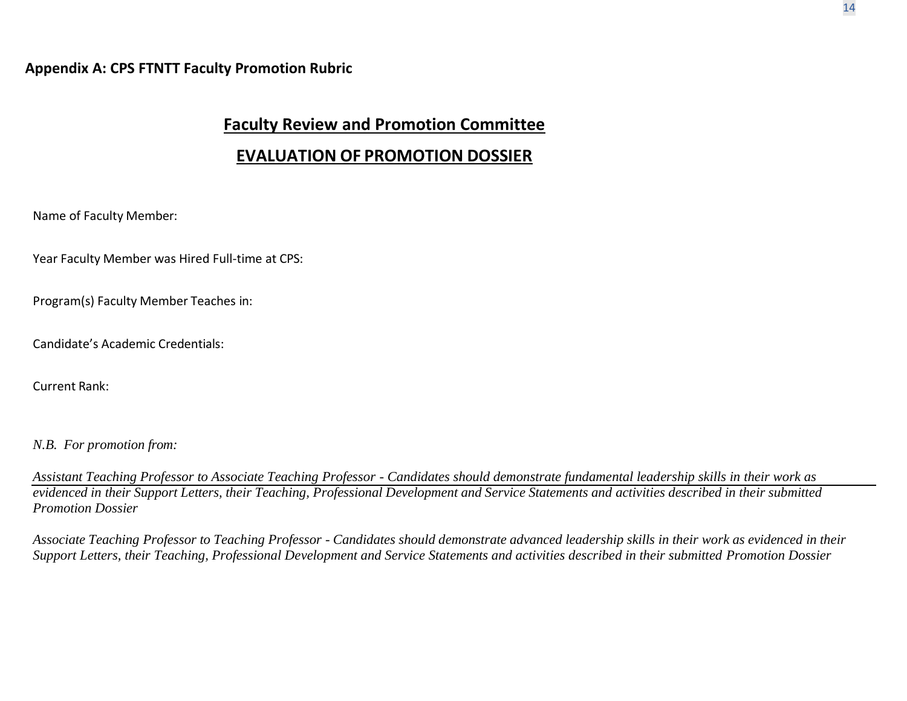**Appendix A: CPS FTNTT Faculty Promotion Rubric**

## Faculty Review and Promotion Committee

## EVALUATION OF PROMOTION DOSSIER

Name of Faculty Member:

Year Faculty Member was Hired Full-time at CPS:

Program(s) Faculty Member Teaches in:

Candidate's Academic Credentials:

Current Rank:

*N.B. For promotion from:*

*Assistant Teaching Professor to Associate Teaching Professor - Candidates should demonstrate fundamental leadership skills in their work as evidenced in their Support Letters, their Teaching, Professional Development and Service Statements and activities described in their submitted Promotion Dossier*

*Associate Teaching Professor to Teaching Professor - Candidates should demonstrate advanced leadership skills in their work as evidenced in their Support Letters, their Teaching, Professional Development and Service Statements and activities described in their submitted Promotion Dossier*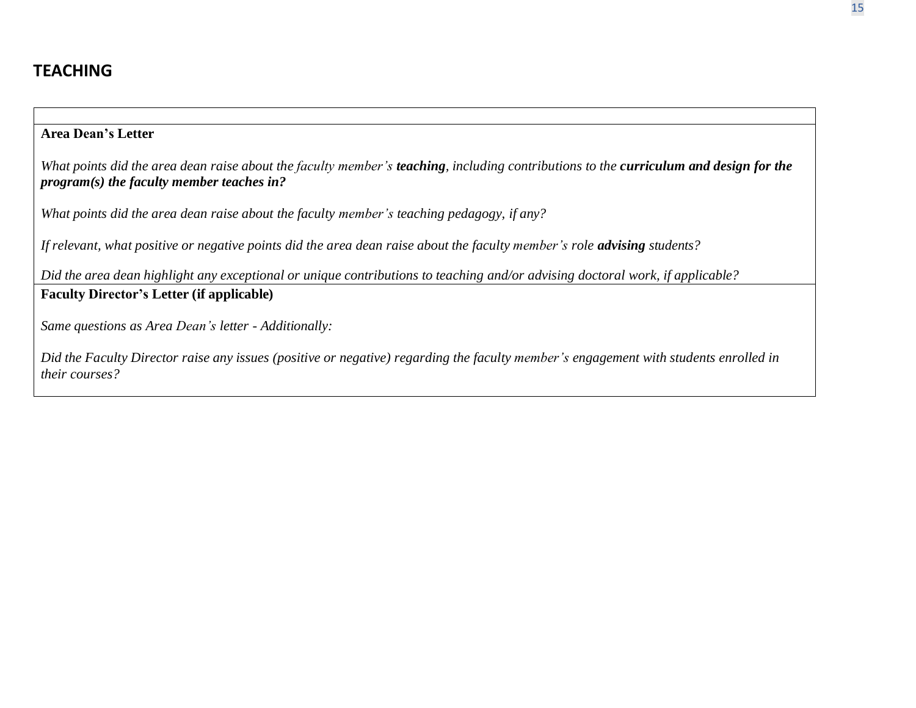## TEACHING

| |
|---|
| **Area Dean's Letter**<br><br>*What points did the area dean raise about the faculty member's **teaching**, including contributions to the **curriculum and design for the program(s) the faculty member teaches in?***<br><br>*What points did the area dean raise about the faculty member's teaching pedagogy, if any?*<br><br>*If relevant, what positive or negative points did the area dean raise about the faculty member's role **advising** students?*<br><br>*Did the area dean highlight any exceptional or unique contributions to teaching and/or advising doctoral work, if applicable?* |
| **Faculty Director's Letter (if applicable)**<br><br>*Same questions as Area Dean's letter - Additionally:*<br><br>*Did the Faculty Director raise any issues (positive or negative) regarding the faculty member's engagement with students enrolled in their courses?* |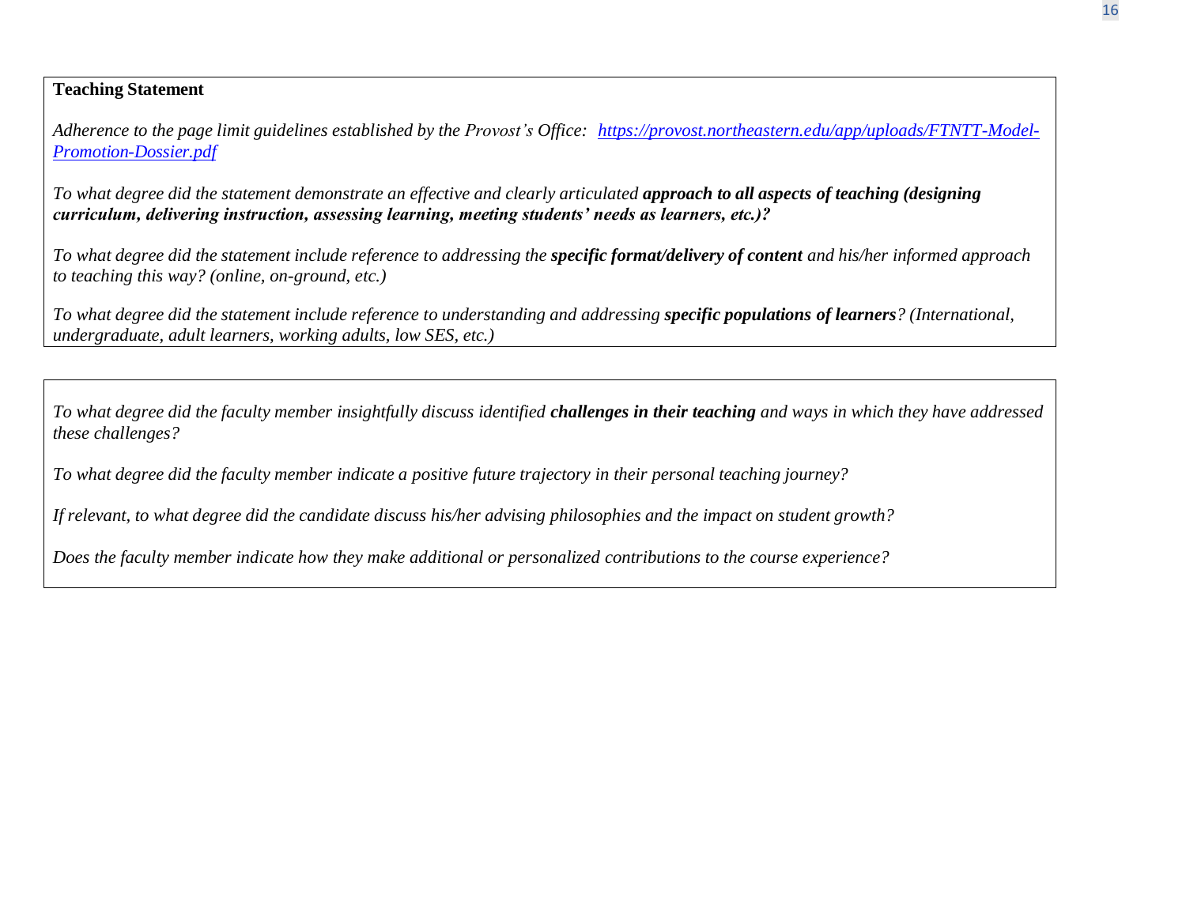**Teaching Statement**

*Adherence to the page limit guidelines established by the Provost's Office: [https://provost.northeastern.edu/app/uploads/FTNTT-Model-Promotion-Dossier.pdf](https://provost.northeastern.edu/app/uploads/FTNTT-Model-Promotion-Dossier.pdf)*

*To what degree did the statement demonstrate an effective and clearly articulated* ***approach to all aspects of teaching (designing curriculum, delivering instruction, assessing learning, meeting students' needs as learners, etc.)?***

*To what degree did the statement include reference to addressing the* ***specific format/delivery of content*** *and his/her informed approach to teaching this way? (online, on-ground, etc.)*

*To what degree did the statement include reference to understanding and addressing* ***specific populations of learners****? (International, undergraduate, adult learners, working adults, low SES, etc.)*

*To what degree did the faculty member insightfully discuss identified* ***challenges in their teaching*** *and ways in which they have addressed these challenges?*

*To what degree did the faculty member indicate a positive future trajectory in their personal teaching journey?*

*If relevant, to what degree did the candidate discuss his/her advising philosophies and the impact on student growth?*

*Does the faculty member indicate how they make additional or personalized contributions to the course experience?*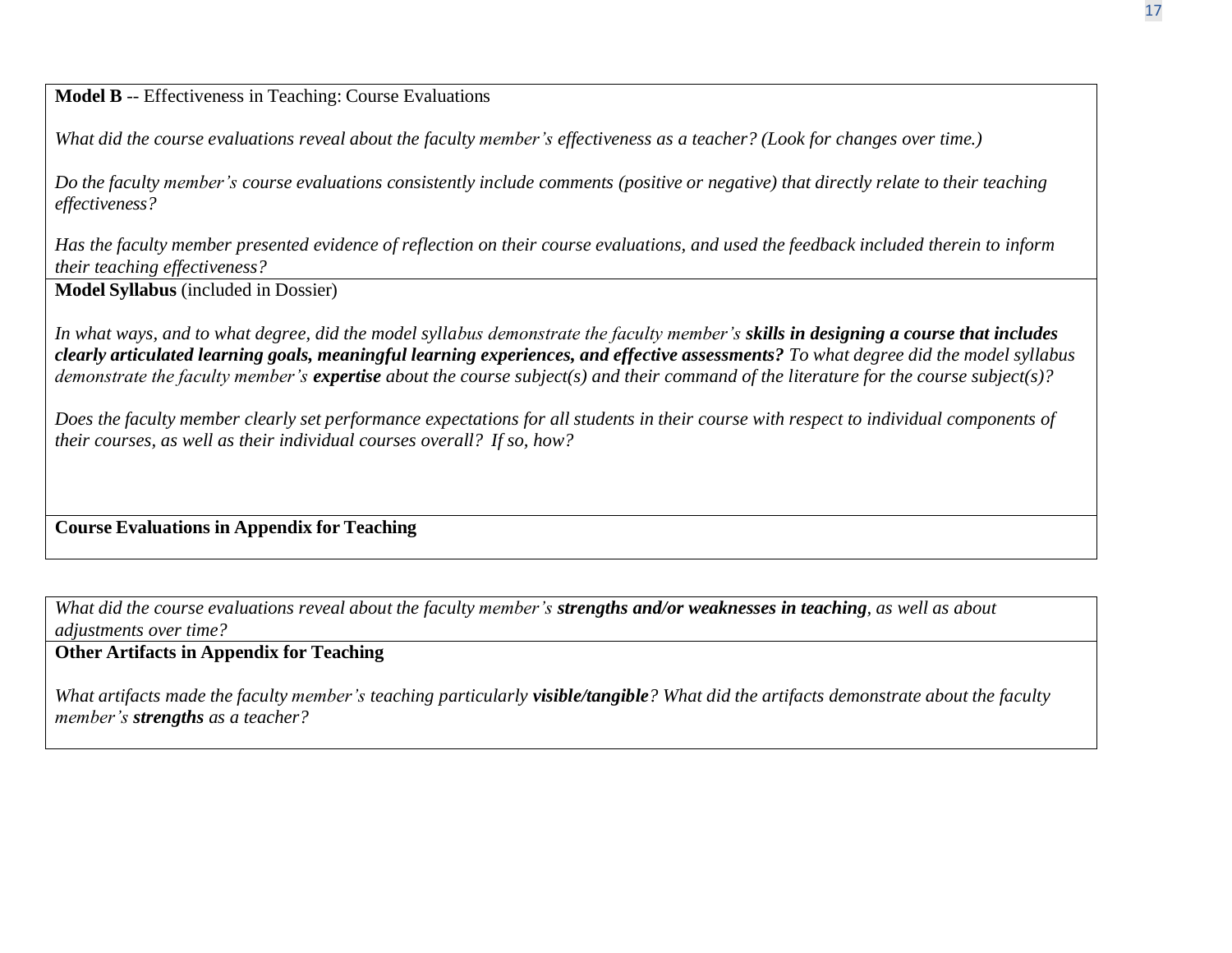**Model B** -- Effectiveness in Teaching: Course Evaluations

*What did the course evaluations reveal about the faculty member's effectiveness as a teacher? (Look for changes over time.)*

*Do the faculty member's course evaluations consistently include comments (positive or negative) that directly relate to their teaching effectiveness?*

*Has the faculty member presented evidence of reflection on their course evaluations, and used the feedback included therein to inform their teaching effectiveness?*

**Model Syllabus** (included in Dossier)

*In what ways, and to what degree, did the model syllabus demonstrate the faculty member's* ***skills in designing a course that includes clearly articulated learning goals, meaningful learning experiences, and effective assessments?*** *To what degree did the model syllabus demonstrate the faculty member's* ***expertise*** *about the course subject(s) and their command of the literature for the course subject(s)?*

*Does the faculty member clearly set performance expectations for all students in their course with respect to individual components of their courses, as well as their individual courses overall? If so, how?*

**Course Evaluations in Appendix for Teaching**

*What did the course evaluations reveal about the faculty member's* ***strengths and/or weaknesses in teaching****, as well as about adjustments over time?*

**Other Artifacts in Appendix for Teaching**

*What artifacts made the faculty member's teaching particularly* ***visible/tangible****? What did the artifacts demonstrate about the faculty member's* ***strengths*** *as a teacher?*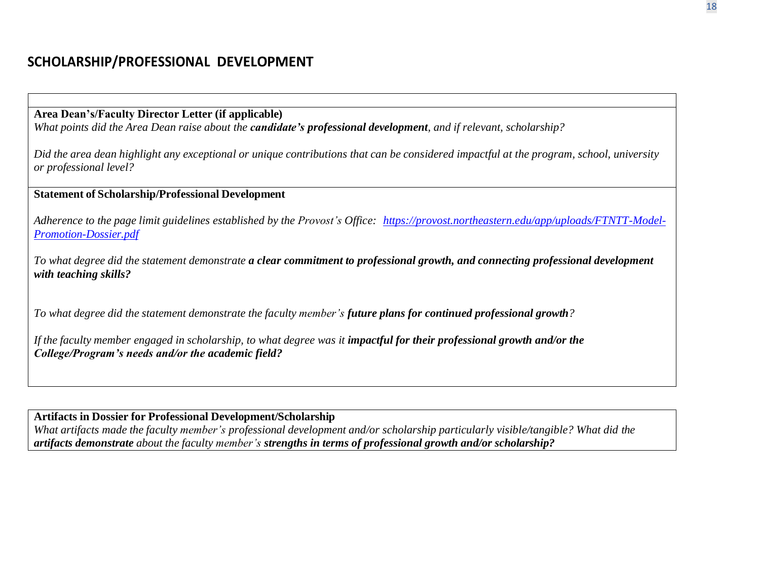## SCHOLARSHIP/PROFESSIONAL DEVELOPMENT

**Area Dean's/Faculty Director Letter (if applicable)**

*What points did the Area Dean raise about the* ***candidate's professional development****, and if relevant, scholarship?*

*Did the area dean highlight any exceptional or unique contributions that can be considered impactful at the program, school, university or professional level?*

**Statement of Scholarship/Professional Development**

*Adherence to the page limit guidelines established by the Provost's Office:* [*https://provost.northeastern.edu/app/uploads/FTNTT-Model-Promotion-Dossier.pdf*](https://provost.northeastern.edu/app/uploads/FTNTT-Model-Promotion-Dossier.pdf)

*To what degree did the statement demonstrate* ***a clear commitment to professional growth, and connecting professional development with teaching skills?***

*To what degree did the statement demonstrate the faculty member's* ***future plans for continued professional growth****?*

*If the faculty member engaged in scholarship, to what degree was it* ***impactful for their professional growth and/or the College/Program's needs and/or the academic field?***

**Artifacts in Dossier for Professional Development/Scholarship**

*What artifacts made the faculty member's professional development and/or scholarship particularly visible/tangible? What did the* ***artifacts demonstrate*** *about the faculty member's* ***strengths in terms of professional growth and/or scholarship?***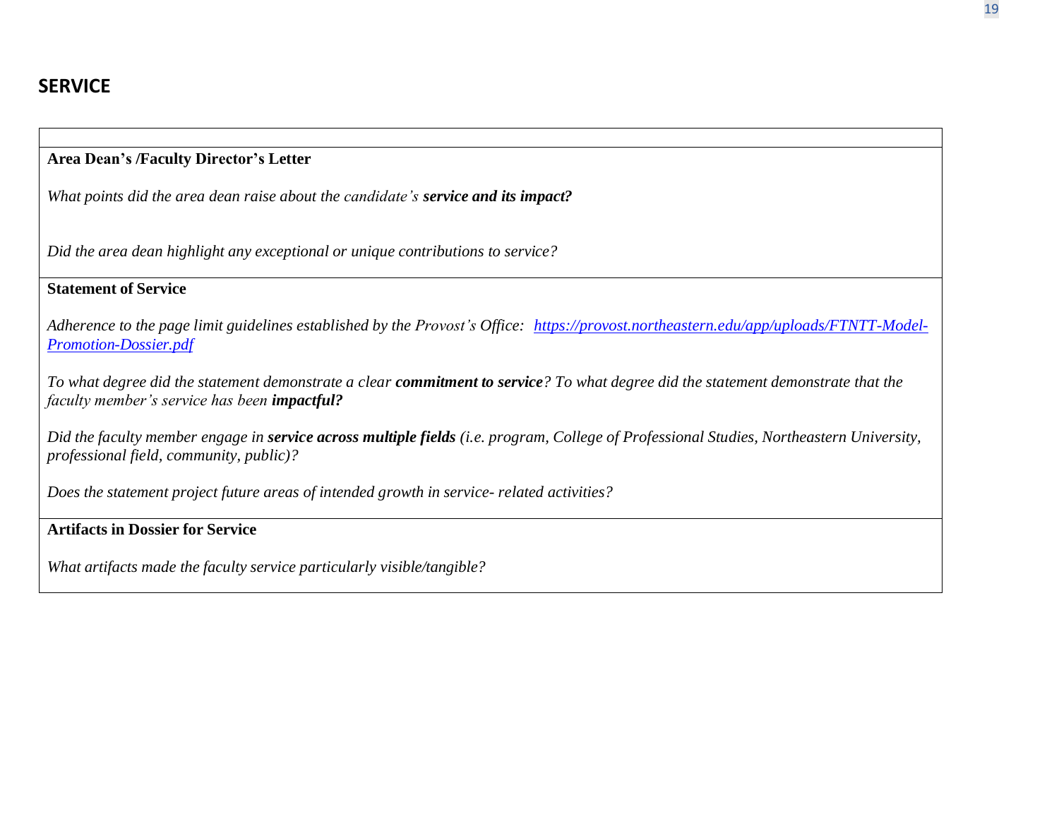## SERVICE

| |
|---|
| **Area Dean's /Faculty Director's Letter**<br><br>*What points did the area dean raise about the candidate's* ***service and its impact?***<br><br>*Did the area dean highlight any exceptional or unique contributions to service?* |
| **Statement of Service**<br><br>*Adherence to the page limit guidelines established by the Provost's Office:* [*https://provost.northeastern.edu/app/uploads/FTNTT-Model-Promotion-Dossier.pdf*](https://provost.northeastern.edu/app/uploads/FTNTT-Model-Promotion-Dossier.pdf)<br><br>*To what degree did the statement demonstrate a clear* ***commitment to service****? To what degree did the statement demonstrate that the faculty member's service has been* ***impactful?***<br><br>*Did the faculty member engage in* ***service across multiple fields*** *(i.e. program, College of Professional Studies, Northeastern University, professional field, community, public)?*<br><br>*Does the statement project future areas of intended growth in service- related activities?* |
| **Artifacts in Dossier for Service**<br><br>*What artifacts made the faculty service particularly visible/tangible?* |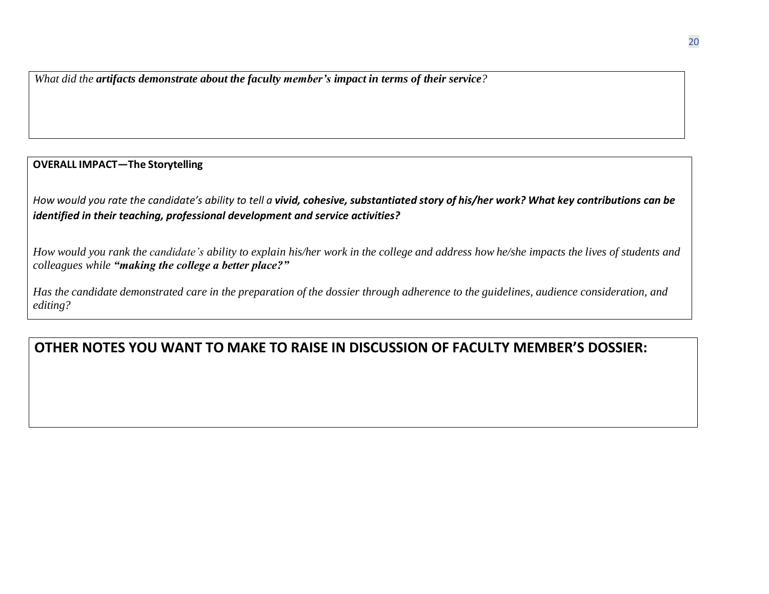*What did the* ***artifacts demonstrate about the faculty member's impact in terms of their service****?*

**OVERALL IMPACT—The Storytelling**

*How would you rate the candidate's ability to tell a* ***vivid, cohesive, substantiated story of his/her work? What key contributions can be identified in their teaching, professional development and service activities?***

*How would you rank the candidate's ability to explain his/her work in the college and address how he/she impacts the lives of students and colleagues while* ***"making the college a better place?"***

*Has the candidate demonstrated care in the preparation of the dossier through adherence to the guidelines, audience consideration, and editing?*

## OTHER NOTES YOU WANT TO MAKE TO RAISE IN DISCUSSION OF FACULTY MEMBER'S DOSSIER: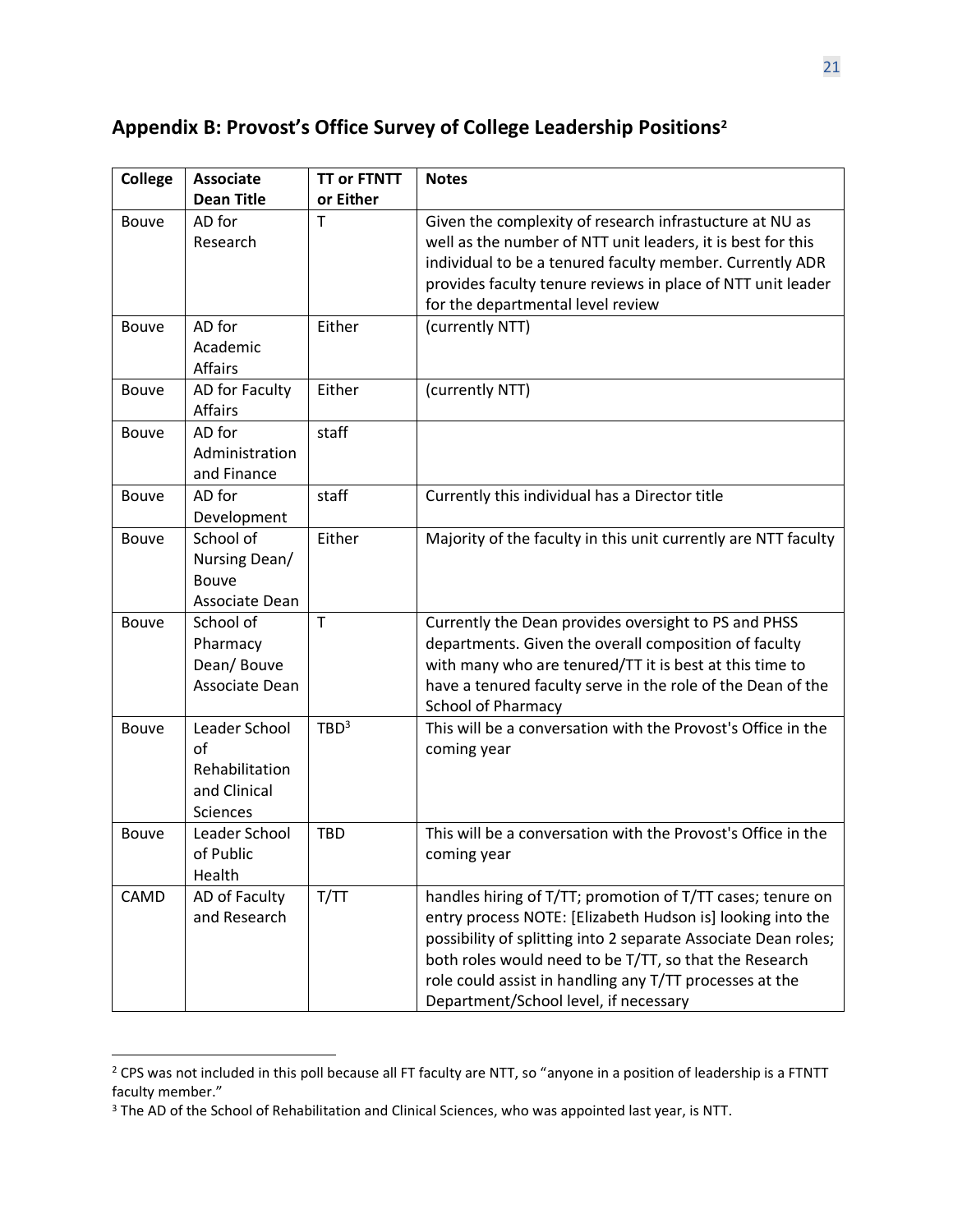## Appendix B: Provost's Office Survey of College Leadership Positions[2]

| College | Associate Dean Title | TT or FTNTT or Either | Notes |
|---|---|---|---|
| Bouve | AD for Research | T | Given the complexity of research infrastucture at NU as well as the number of NTT unit leaders, it is best for this individual to be a tenured faculty member. Currently ADR provides faculty tenure reviews in place of NTT unit leader for the departmental level review |
| Bouve | AD for Academic Affairs | Either | (currently NTT) |
| Bouve | AD for Faculty Affairs | Either | (currently NTT) |
| Bouve | AD for Administration and Finance | staff | |
| Bouve | AD for Development | staff | Currently this individual has a Director title |
| Bouve | School of Nursing Dean/ Bouve Associate Dean | Either | Majority of the faculty in this unit currently are NTT faculty |
| Bouve | School of Pharmacy Dean/ Bouve Associate Dean | T | Currently the Dean provides oversight to PS and PHSS departments. Given the overall composition of faculty with many who are tenured/TT it is best at this time to have a tenured faculty serve in the role of the Dean of the School of Pharmacy |
| Bouve | Leader School of Rehabilitation and Clinical Sciences | TBD[3] | This will be a conversation with the Provost's Office in the coming year |
| Bouve | Leader School of Public Health | TBD | This will be a conversation with the Provost's Office in the coming year |
| CAMD | AD of Faculty and Research | T/TT | handles hiring of T/TT; promotion of T/TT cases; tenure on entry process NOTE: [Elizabeth Hudson is] looking into the possibility of splitting into 2 separate Associate Dean roles; both roles would need to be T/TT, so that the Research role could assist in handling any T/TT processes at the Department/School level, if necessary |

[2] CPS was not included in this poll because all FT faculty are NTT, so "anyone in a position of leadership is a FTNTT faculty member."

[3] The AD of the School of Rehabilitation and Clinical Sciences, who was appointed last year, is NTT.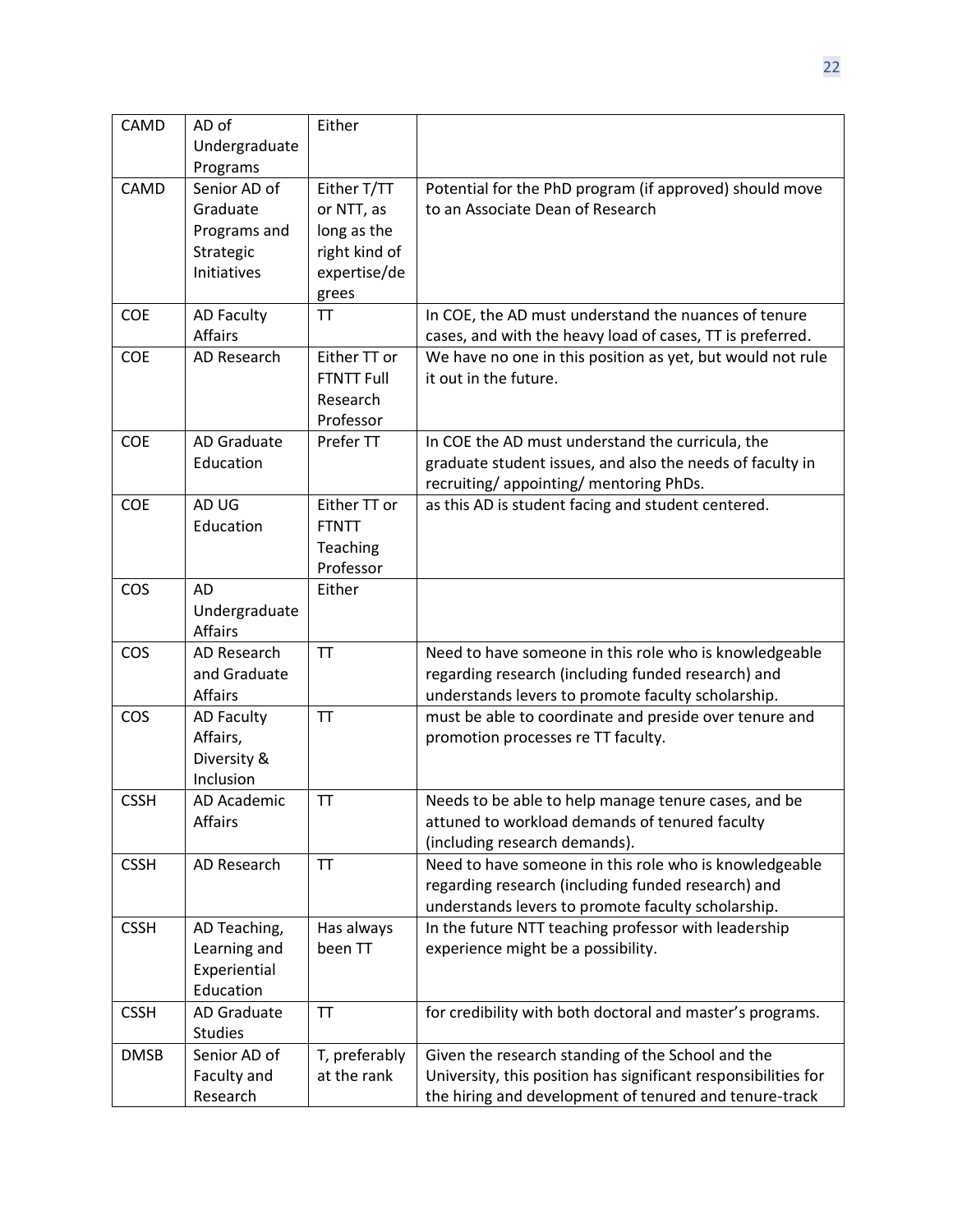| CAMD | AD of Undergraduate Programs | Either | |
|---|---|---|---|
| CAMD | Senior AD of Graduate Programs and Strategic Initiatives | Either T/TT or NTT, as long as the right kind of expertise/degrees | Potential for the PhD program (if approved) should move to an Associate Dean of Research |
| COE | AD Faculty Affairs | TT | In COE, the AD must understand the nuances of tenure cases, and with the heavy load of cases, TT is preferred. |
| COE | AD Research | Either TT or FTNTT Full Research Professor | We have no one in this position as yet, but would not rule it out in the future. |
| COE | AD Graduate Education | Prefer TT | In COE the AD must understand the curricula, the graduate student issues, and also the needs of faculty in recruiting/ appointing/ mentoring PhDs. |
| COE | AD UG Education | Either TT or FTNTT Teaching Professor | as this AD is student facing and student centered. |
| COS | AD Undergraduate Affairs | Either | |
| COS | AD Research and Graduate Affairs | TT | Need to have someone in this role who is knowledgeable regarding research (including funded research) and understands levers to promote faculty scholarship. |
| COS | AD Faculty Affairs, Diversity & Inclusion | TT | must be able to coordinate and preside over tenure and promotion processes re TT faculty. |
| CSSH | AD Academic Affairs | TT | Needs to be able to help manage tenure cases, and be attuned to workload demands of tenured faculty (including research demands). |
| CSSH | AD Research | TT | Need to have someone in this role who is knowledgeable regarding research (including funded research) and understands levers to promote faculty scholarship. |
| CSSH | AD Teaching, Learning and Experiential Education | Has always been TT | In the future NTT teaching professor with leadership experience might be a possibility. |
| CSSH | AD Graduate Studies | TT | for credibility with both doctoral and master's programs. |
| DMSB | Senior AD of Faculty and Research | T, preferably at the rank | Given the research standing of the School and the University, this position has significant responsibilities for the hiring and development of tenured and tenure-track |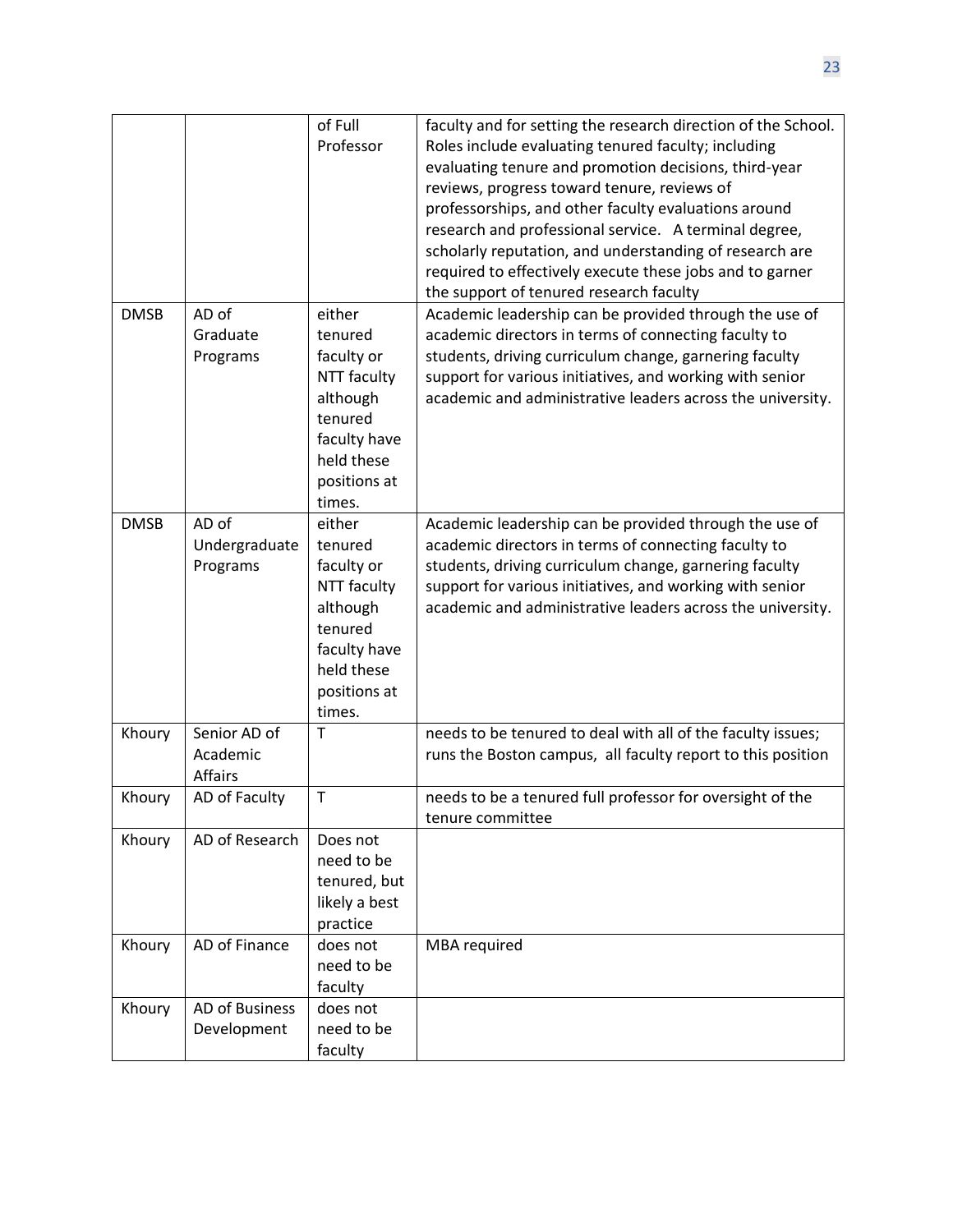| | | | |
|---|---|---|---|
| | | of Full Professor | faculty and for setting the research direction of the School. Roles include evaluating tenured faculty; including evaluating tenure and promotion decisions, third-year reviews, progress toward tenure, reviews of professorships, and other faculty evaluations around research and professional service. A terminal degree, scholarly reputation, and understanding of research are required to effectively execute these jobs and to garner the support of tenured research faculty |
| DMSB | AD of Graduate Programs | either tenured faculty or NTT faculty although tenured faculty have held these positions at times. | Academic leadership can be provided through the use of academic directors in terms of connecting faculty to students, driving curriculum change, garnering faculty support for various initiatives, and working with senior academic and administrative leaders across the university. |
| DMSB | AD of Undergraduate Programs | either tenured faculty or NTT faculty although tenured faculty have held these positions at times. | Academic leadership can be provided through the use of academic directors in terms of connecting faculty to students, driving curriculum change, garnering faculty support for various initiatives, and working with senior academic and administrative leaders across the university. |
| Khoury | Senior AD of Academic Affairs | T | needs to be tenured to deal with all of the faculty issues; runs the Boston campus, all faculty report to this position |
| Khoury | AD of Faculty | T | needs to be a tenured full professor for oversight of the tenure committee |
| Khoury | AD of Research | Does not need to be tenured, but likely a best practice | |
| Khoury | AD of Finance | does not need to be faculty | MBA required |
| Khoury | AD of Business Development | does not need to be faculty | |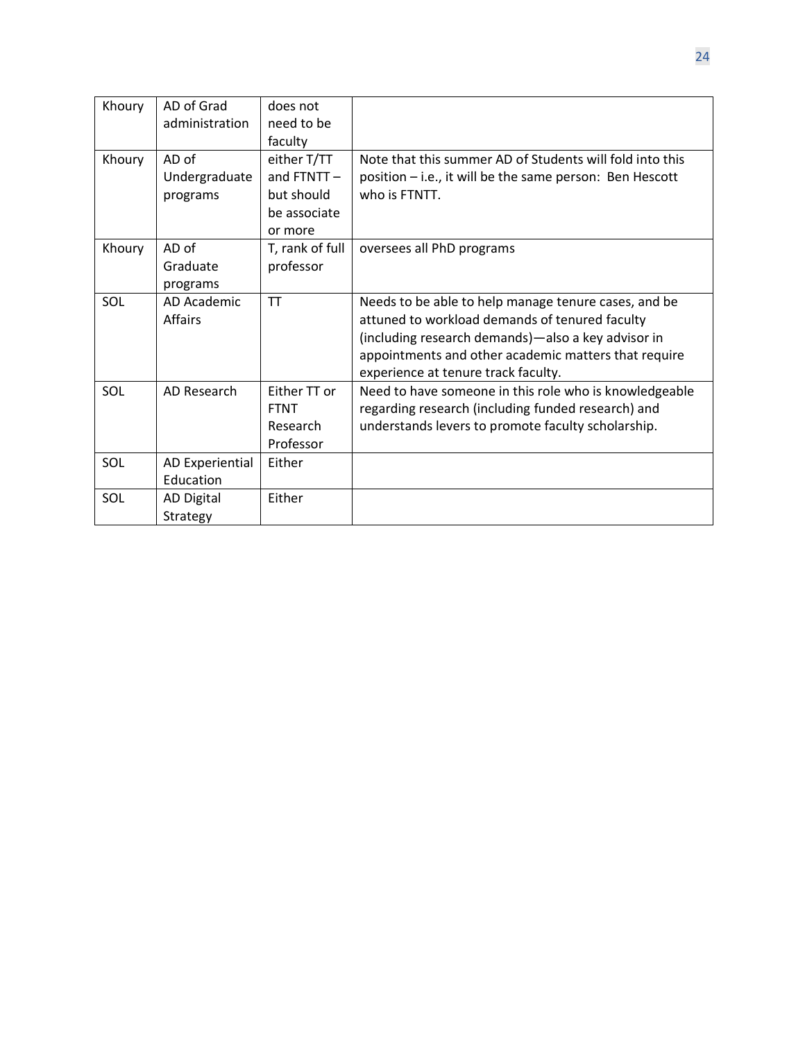| Khoury | AD of Grad administration | does not need to be faculty | |
|---|---|---|---|
| Khoury | AD of Undergraduate programs | either T/TT and FTNTT – but should be associate or more | Note that this summer AD of Students will fold into this position – i.e., it will be the same person: Ben Hescott who is FTNTT. |
| Khoury | AD of Graduate programs | T, rank of full professor | oversees all PhD programs |
| SOL | AD Academic Affairs | TT | Needs to be able to help manage tenure cases, and be attuned to workload demands of tenured faculty (including research demands)—also a key advisor in appointments and other academic matters that require experience at tenure track faculty. |
| SOL | AD Research | Either TT or FTNT Research Professor | Need to have someone in this role who is knowledgeable regarding research (including funded research) and understands levers to promote faculty scholarship. |
| SOL | AD Experiential Education | Either | |
| SOL | AD Digital Strategy | Either | |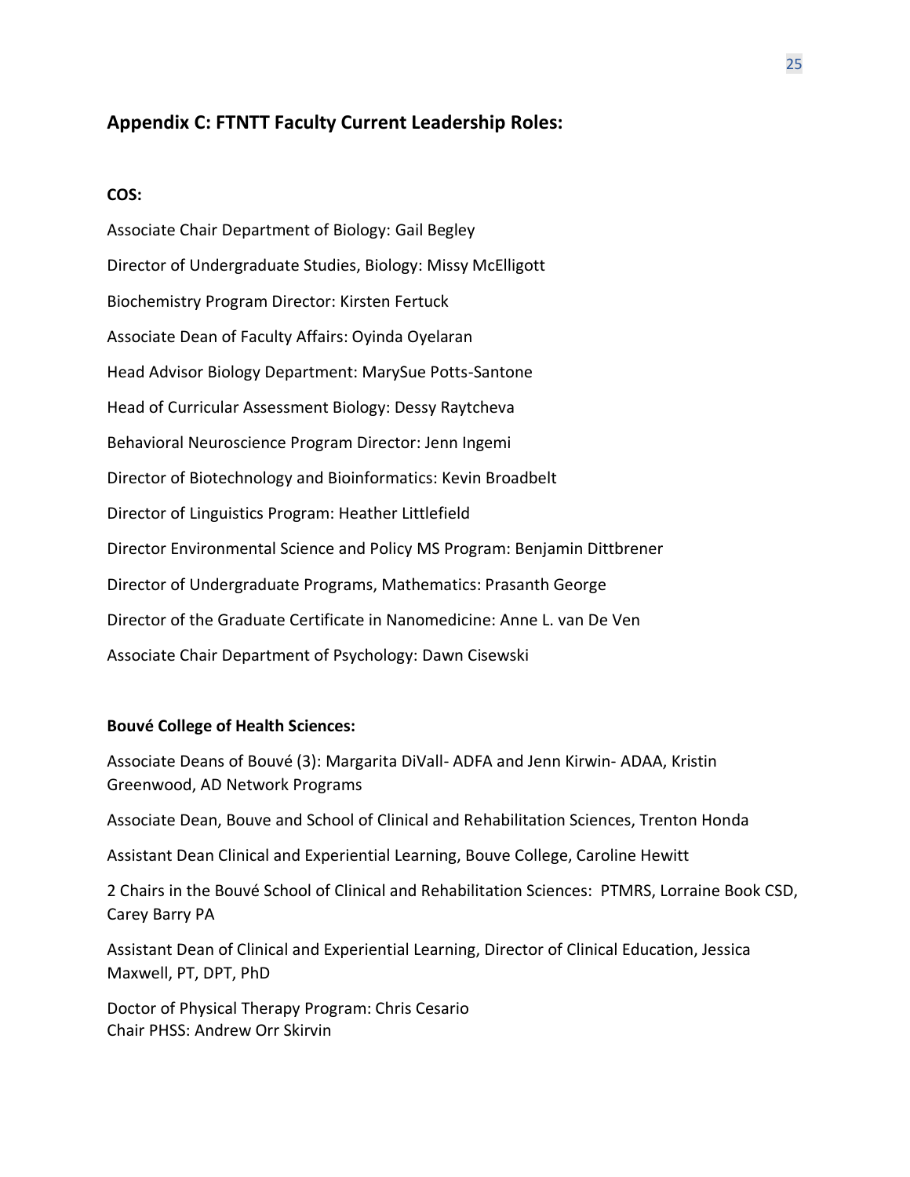## Appendix C: FTNTT Faculty Current Leadership Roles:

**COS:**

Associate Chair Department of Biology: Gail Begley

Director of Undergraduate Studies, Biology: Missy McElligott

Biochemistry Program Director: Kirsten Fertuck

Associate Dean of Faculty Affairs: Oyinda Oyelaran

Head Advisor Biology Department: MarySue Potts-Santone

Head of Curricular Assessment Biology: Dessy Raytcheva

Behavioral Neuroscience Program Director: Jenn Ingemi

Director of Biotechnology and Bioinformatics: Kevin Broadbelt

Director of Linguistics Program: Heather Littlefield

Director Environmental Science and Policy MS Program: Benjamin Dittbrener

Director of Undergraduate Programs, Mathematics: Prasanth George

Director of the Graduate Certificate in Nanomedicine: Anne L. van De Ven

Associate Chair Department of Psychology: Dawn Cisewski

**Bouvé College of Health Sciences:**

Associate Deans of Bouvé (3): Margarita DiVall- ADFA and Jenn Kirwin- ADAA, Kristin Greenwood, AD Network Programs

Associate Dean, Bouve and School of Clinical and Rehabilitation Sciences, Trenton Honda

Assistant Dean Clinical and Experiential Learning, Bouve College, Caroline Hewitt

2 Chairs in the Bouvé School of Clinical and Rehabilitation Sciences: PTMRS, Lorraine Book CSD, Carey Barry PA

Assistant Dean of Clinical and Experiential Learning, Director of Clinical Education, Jessica Maxwell, PT, DPT, PhD

Doctor of Physical Therapy Program: Chris Cesario
Chair PHSS: Andrew Orr Skirvin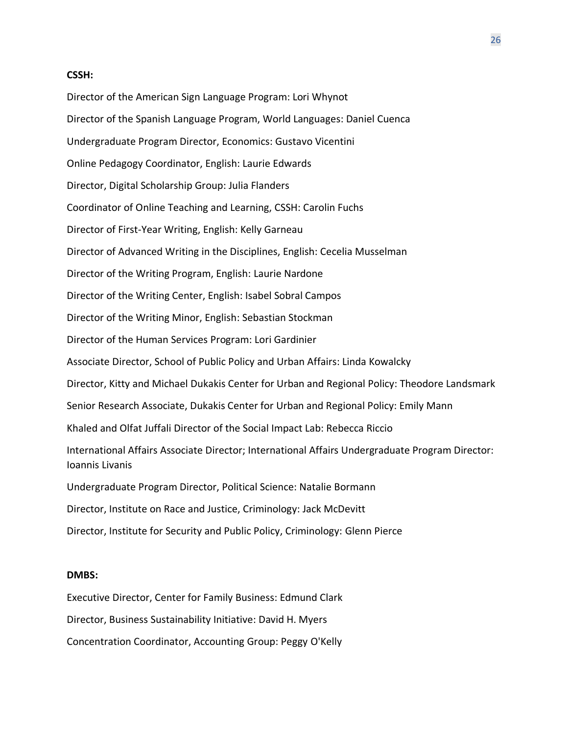**CSSH:**

Director of the American Sign Language Program: Lori Whynot

Director of the Spanish Language Program, World Languages: Daniel Cuenca

Undergraduate Program Director, Economics: Gustavo Vicentini

Online Pedagogy Coordinator, English: Laurie Edwards

Director, Digital Scholarship Group: Julia Flanders

Coordinator of Online Teaching and Learning, CSSH: Carolin Fuchs

Director of First-Year Writing, English: Kelly Garneau

Director of Advanced Writing in the Disciplines, English: Cecelia Musselman

Director of the Writing Program, English: Laurie Nardone

Director of the Writing Center, English: Isabel Sobral Campos

Director of the Writing Minor, English: Sebastian Stockman

Director of the Human Services Program: Lori Gardinier

Associate Director, School of Public Policy and Urban Affairs: Linda Kowalcky

Director, Kitty and Michael Dukakis Center for Urban and Regional Policy: Theodore Landsmark

Senior Research Associate, Dukakis Center for Urban and Regional Policy: Emily Mann

Khaled and Olfat Juffali Director of the Social Impact Lab: Rebecca Riccio

International Affairs Associate Director; International Affairs Undergraduate Program Director: Ioannis Livanis

Undergraduate Program Director, Political Science: Natalie Bormann

Director, Institute on Race and Justice, Criminology: Jack McDevitt

Director, Institute for Security and Public Policy, Criminology: Glenn Pierce

**DMBS:**

Executive Director, Center for Family Business: Edmund Clark

Director, Business Sustainability Initiative: David H. Myers

Concentration Coordinator, Accounting Group: Peggy O'Kelly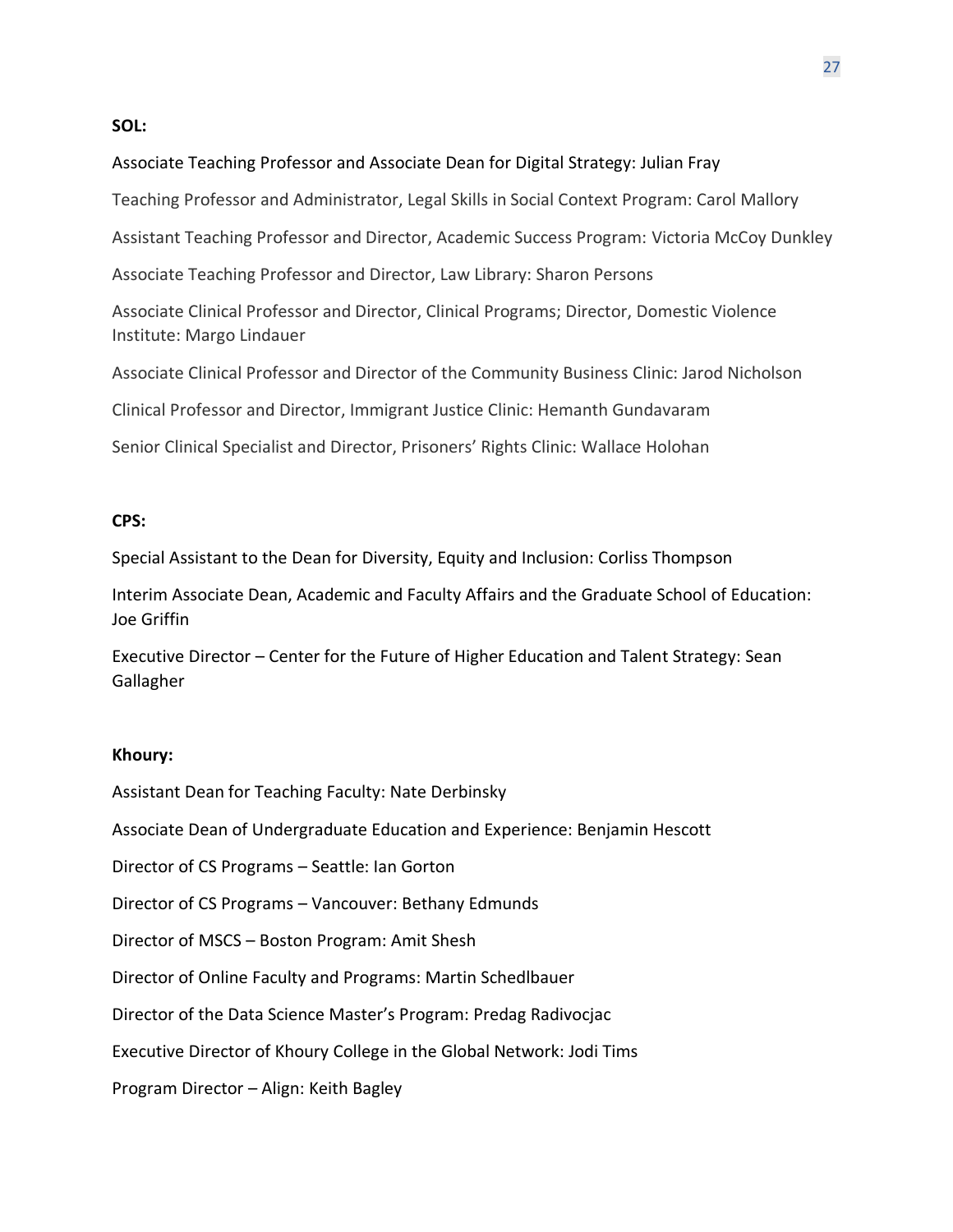**SOL:**

Associate Teaching Professor and Associate Dean for Digital Strategy: Julian Fray

Teaching Professor and Administrator, Legal Skills in Social Context Program: Carol Mallory

Assistant Teaching Professor and Director, Academic Success Program: Victoria McCoy Dunkley

Associate Teaching Professor and Director, Law Library: Sharon Persons

Associate Clinical Professor and Director, Clinical Programs; Director, Domestic Violence Institute: Margo Lindauer

Associate Clinical Professor and Director of the Community Business Clinic: Jarod Nicholson

Clinical Professor and Director, Immigrant Justice Clinic: Hemanth Gundavaram

Senior Clinical Specialist and Director, Prisoners' Rights Clinic: Wallace Holohan

**CPS:**

Special Assistant to the Dean for Diversity, Equity and Inclusion: Corliss Thompson

Interim Associate Dean, Academic and Faculty Affairs and the Graduate School of Education: Joe Griffin

Executive Director – Center for the Future of Higher Education and Talent Strategy: Sean Gallagher

**Khoury:**

Assistant Dean for Teaching Faculty: Nate Derbinsky

Associate Dean of Undergraduate Education and Experience: Benjamin Hescott

Director of CS Programs – Seattle: Ian Gorton

Director of CS Programs – Vancouver: Bethany Edmunds

Director of MSCS – Boston Program: Amit Shesh

Director of Online Faculty and Programs: Martin Schedlbauer

Director of the Data Science Master's Program: Predag Radivocjac

Executive Director of Khoury College in the Global Network: Jodi Tims

Program Director – Align: Keith Bagley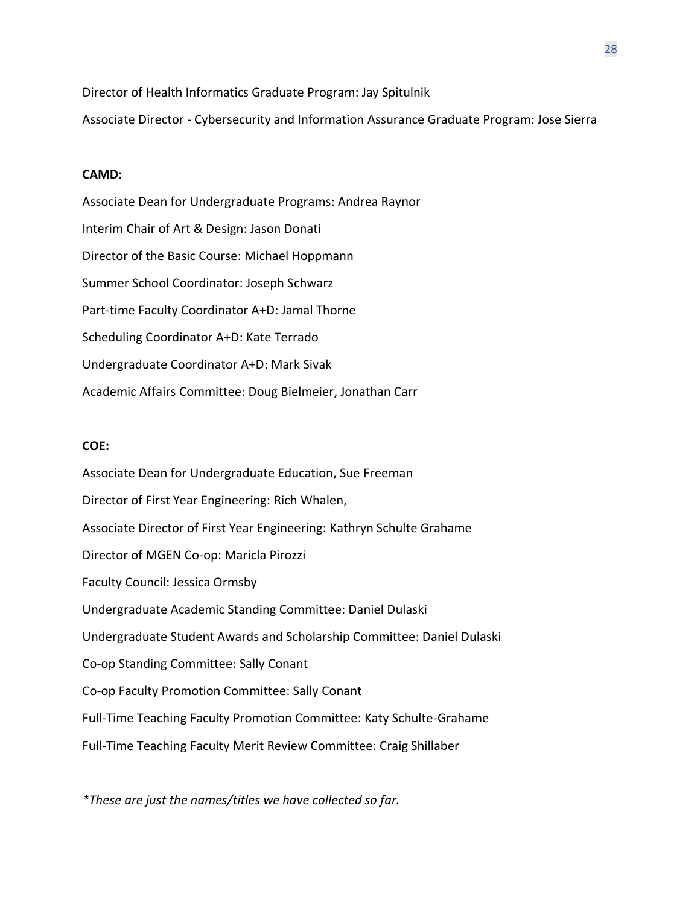Director of Health Informatics Graduate Program: Jay Spitulnik

Associate Director - Cybersecurity and Information Assurance Graduate Program: Jose Sierra

**CAMD:**

Associate Dean for Undergraduate Programs: Andrea Raynor

Interim Chair of Art & Design: Jason Donati

Director of the Basic Course: Michael Hoppmann

Summer School Coordinator: Joseph Schwarz

Part-time Faculty Coordinator A+D: Jamal Thorne

Scheduling Coordinator A+D: Kate Terrado

Undergraduate Coordinator A+D: Mark Sivak

Academic Affairs Committee: Doug Bielmeier, Jonathan Carr

**COE:**

Associate Dean for Undergraduate Education, Sue Freeman

Director of First Year Engineering: Rich Whalen,

Associate Director of First Year Engineering: Kathryn Schulte Grahame

Director of MGEN Co-op: Maricla Pirozzi

Faculty Council: Jessica Ormsby

Undergraduate Academic Standing Committee: Daniel Dulaski

Undergraduate Student Awards and Scholarship Committee: Daniel Dulaski

Co-op Standing Committee: Sally Conant

Co-op Faculty Promotion Committee: Sally Conant

Full-Time Teaching Faculty Promotion Committee: Katy Schulte-Grahame

Full-Time Teaching Faculty Merit Review Committee: Craig Shillaber

*\*These are just the names/titles we have collected so far.*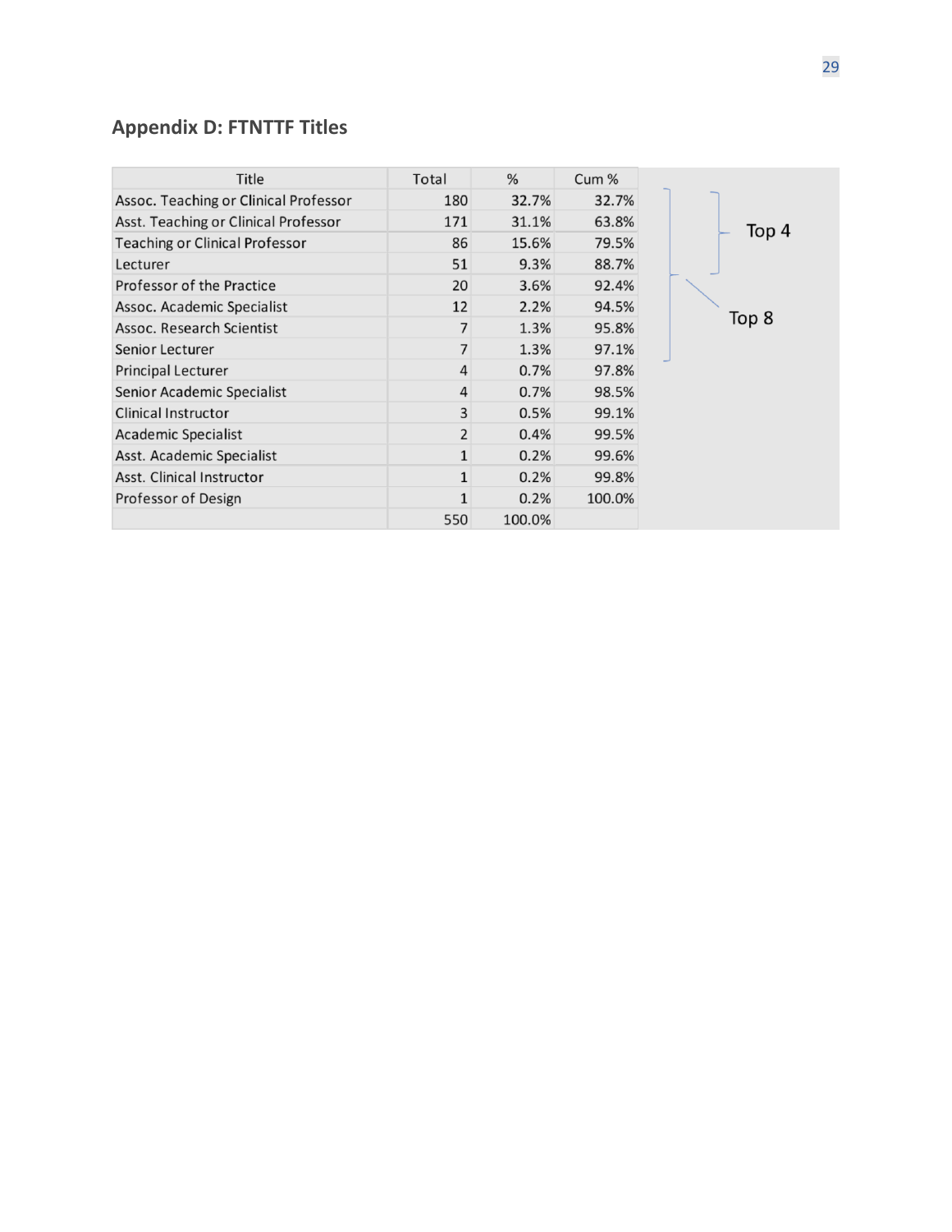## Appendix D: FTNTTF Titles

| Title | Total | % | Cum % |
|---|---|---|---|
| Assoc. Teaching or Clinical Professor | 180 | 32.7% | 32.7% |
| Asst. Teaching or Clinical Professor | 171 | 31.1% | 63.8% |
| Teaching or Clinical Professor | 86 | 15.6% | 79.5% |
| Lecturer | 51 | 9.3% | 88.7% |
| Professor of the Practice | 20 | 3.6% | 92.4% |
| Assoc. Academic Specialist | 12 | 2.2% | 94.5% |
| Assoc. Research Scientist | 7 | 1.3% | 95.8% |
| Senior Lecturer | 7 | 1.3% | 97.1% |
| Principal Lecturer | 4 | 0.7% | 97.8% |
| Senior Academic Specialist | 4 | 0.7% | 98.5% |
| Clinical Instructor | 3 | 0.5% | 99.1% |
| Academic Specialist | 2 | 0.4% | 99.5% |
| Asst. Academic Specialist | 1 | 0.2% | 99.6% |
| Asst. Clinical Instructor | 1 | 0.2% | 99.8% |
| Professor of Design | 1 | 0.2% | 100.0% |
| | 550 | 100.0% | |

Top 4

Top 8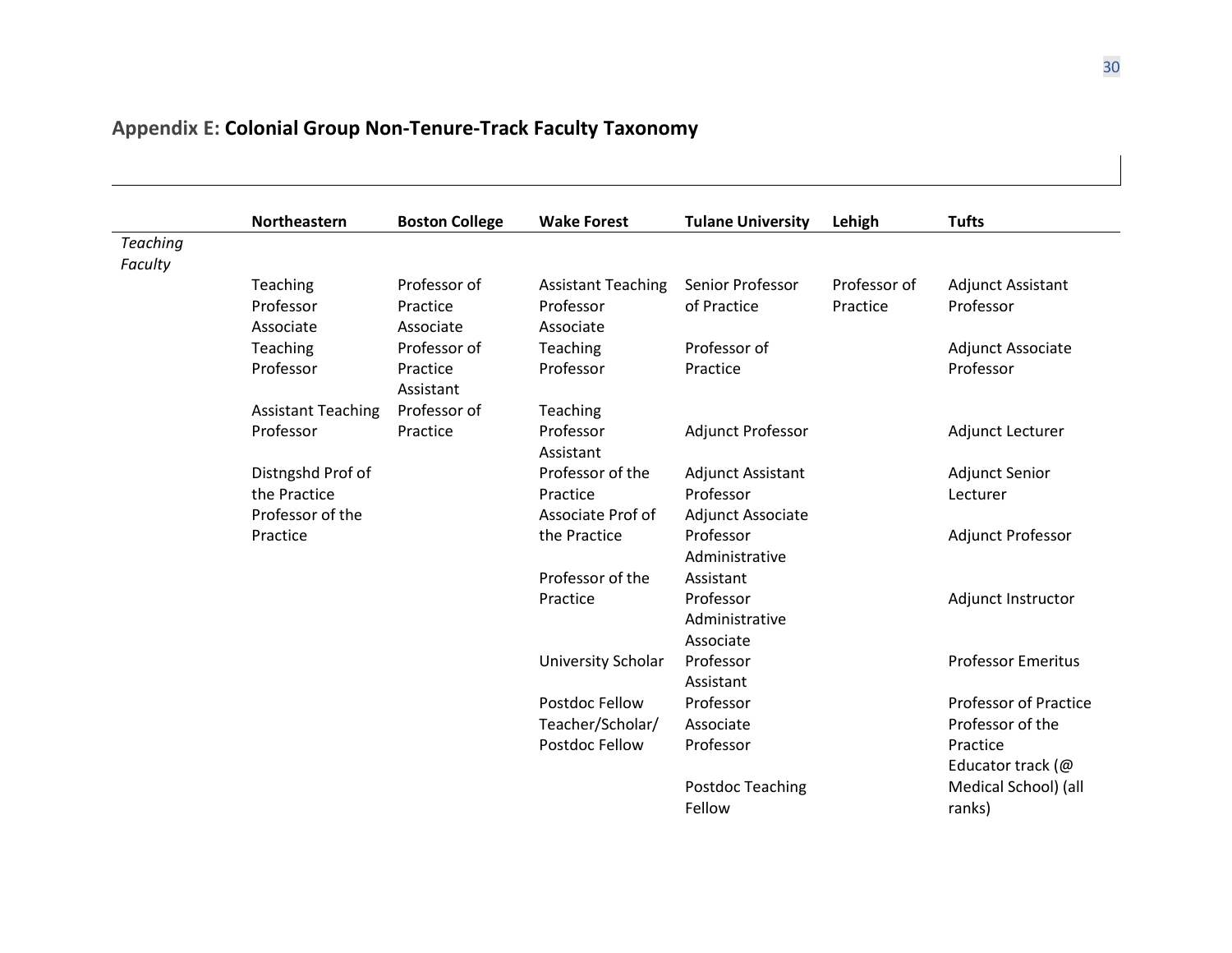## Appendix E: **Colonial Group Non-Tenure-Track Faculty Taxonomy**

| | Northeastern | Boston College | Wake Forest | Tulane University | Lehigh | Tufts |
|---|---|---|---|---|---|---|
| *Teaching Faculty* | | | | | | |
| | Teaching Professor | Professor of Practice | Assistant Teaching Professor | Senior Professor of Practice | Professor of Practice | Adjunct Assistant Professor |
| | Associate Teaching Professor | Associate Professor of Practice | Associate Teaching Professor | Professor of Practice | | Adjunct Associate Professor |
| | Assistant Teaching Professor | Assistant Professor of Practice | Teaching Professor | Adjunct Professor | | Adjunct Lecturer |
| | Distngshd Prof of the Practice | | Assistant Professor of the Practice | Adjunct Assistant Professor | | Adjunct Senior Lecturer |
| | Professor of the Practice | | Associate Prof of the Practice | Adjunct Associate Professor | | Adjunct Professor |
| | | | Professor of the Practice | Administrative Assistant Professor | | Adjunct Instructor |
| | | | University Scholar | Administrative Associate Professor | | Professor Emeritus |
| | | | Postdoc Fellow | Assistant Professor | | Professor of Practice |
| | | | Teacher/Scholar/ Postdoc Fellow | Associate Professor | | Professor of the Practice |
| | | | | Postdoc Teaching Fellow | | Educator track (@ Medical School) (all ranks) |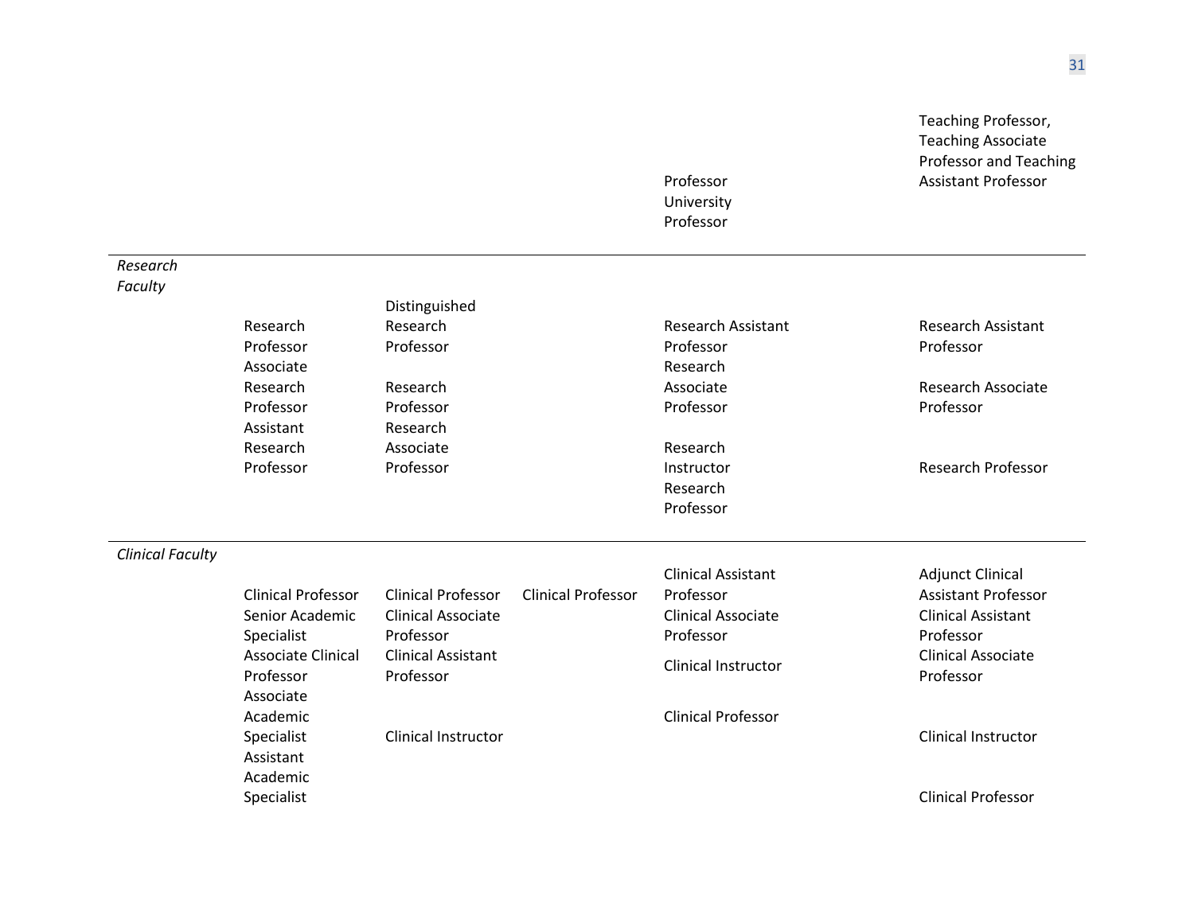| | | | | | |
|---|---|---|---|---|---|
| | | | | Professor University Professor | Teaching Professor, Teaching Associate Professor and Teaching Assistant Professor |
| *Research Faculty* | | | | | |
| | Research Professor Associate Research Professor Assistant Research Professor | Distinguished Research Professor Research Professor Research Associate Professor | | Research Assistant Professor Research Associate Professor Research Instructor Research Professor | Research Assistant Professor Research Associate Professor Research Professor |
| *Clinical Faculty* | | | | | |
| | Clinical Professor Senior Academic Specialist Associate Clinical Professor Associate Academic Specialist Assistant Academic Specialist | Clinical Professor Clinical Associate Professor Clinical Assistant Professor Clinical Instructor | Clinical Professor | Clinical Assistant Professor Clinical Associate Professor Clinical Instructor Clinical Professor | Adjunct Clinical Assistant Professor Clinical Assistant Professor Clinical Associate Professor Clinical Instructor Clinical Professor |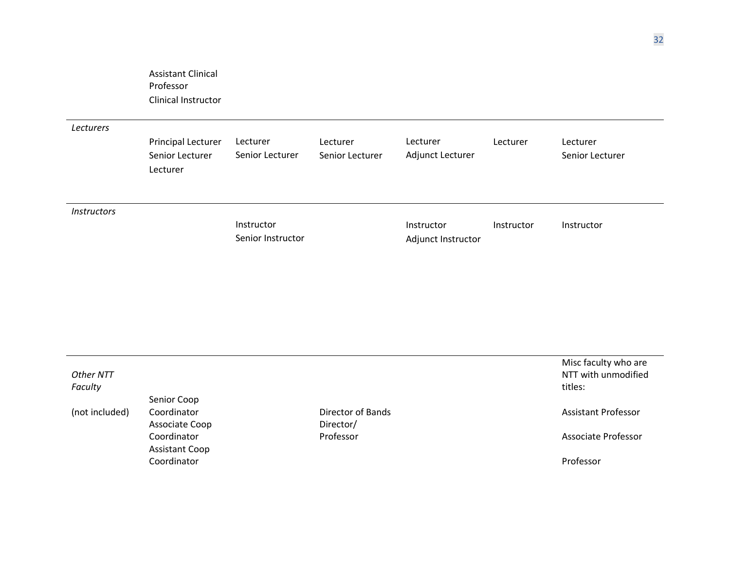| | | | | | | |
|---|---|---|---|---|---|---|
| | Assistant Clinical Professor<br>Clinical Instructor | | | | | |
| *Lecturers* | Principal Lecturer<br>Senior Lecturer<br>Lecturer | Lecturer<br>Senior Lecturer | Lecturer<br>Senior Lecturer | Lecturer<br>Adjunct Lecturer | Lecturer | Lecturer<br>Senior Lecturer |
| *Instructors* | | Instructor<br>Senior Instructor | | Instructor<br>Adjunct Instructor | Instructor | Instructor |
| *Other NTT Faculty*<br><br>(not included) | Senior Coop Coordinator<br>Associate Coop Coordinator<br>Assistant Coop Coordinator | | Director of Bands<br>Director/ Professor | | | Misc faculty who are NTT with unmodified titles:<br><br>Assistant Professor<br><br>Associate Professor<br><br>Professor |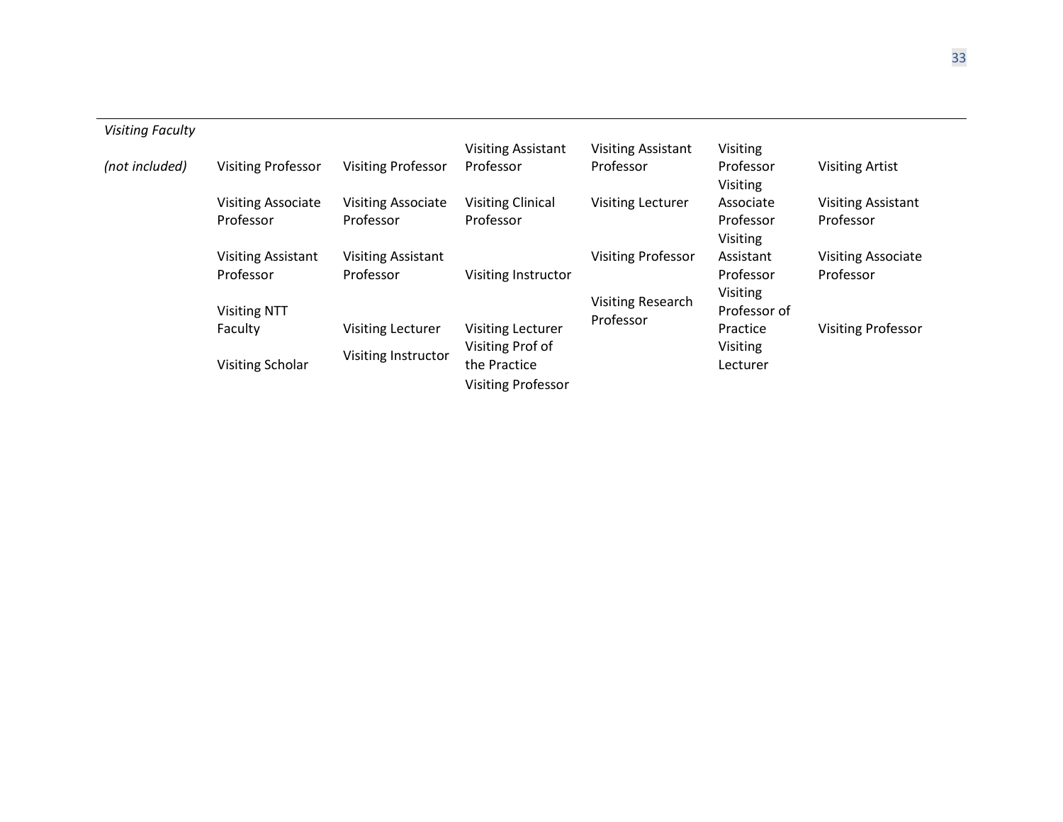| *Visiting Faculty* | | | | | | |
|---|---|---|---|---|---|---|
| *(not included)* | Visiting Professor | Visiting Professor | Visiting Assistant Professor | Visiting Assistant Professor | Visiting Professor | Visiting Artist |
| | Visiting Associate Professor | Visiting Associate Professor | Visiting Clinical Professor | Visiting Lecturer | Visiting Associate Professor | Visiting Assistant Professor |
| | Visiting Assistant Professor | Visiting Assistant Professor | Visiting Instructor | Visiting Professor | Visiting Assistant Professor | Visiting Associate Professor |
| | Visiting NTT Faculty | Visiting Lecturer | Visiting Lecturer | Visiting Research Professor | Visiting Professor of Practice | Visiting Professor |
| | Visiting Scholar | Visiting Instructor | Visiting Prof of the Practice | | Visiting Lecturer | |
| | | | Visiting Professor | | | |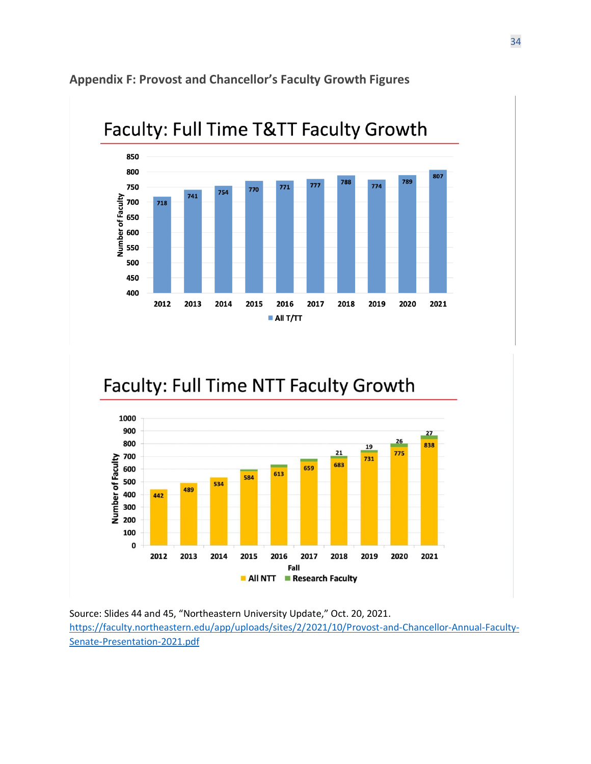## Appendix F: Provost and Chancellor's Faculty Growth Figures

### Faculty: Full Time T&TT Faculty Growth

| Year | All T/TT |
|---|---|
| 2012 | 718 |
| 2013 | 741 |
| 2014 | 754 |
| 2015 | 770 |
| 2016 | 771 |
| 2017 | 777 |
| 2018 | 788 |
| 2019 | 774 |
| 2020 | 789 |
| 2021 | 807 |

### Faculty: Full Time NTT Faculty Growth

| Fall | All NTT | Research Faculty |
|---|---|---|
| 2012 | 442 | |
| 2013 | 489 | |
| 2014 | 534 | |
| 2015 | 584 | |
| 2016 | 613 | |
| 2017 | 659 | |
| 2018 | 683 | 21 |
| 2019 | 731 | 19 |
| 2020 | 775 | 26 |
| 2021 | 838 | 27 |

Source: Slides 44 and 45, "Northeastern University Update," Oct. 20, 2021. https://faculty.northeastern.edu/app/uploads/sites/2/2021/10/Provost-and-Chancellor-Annual-Faculty-Senate-Presentation-2021.pdf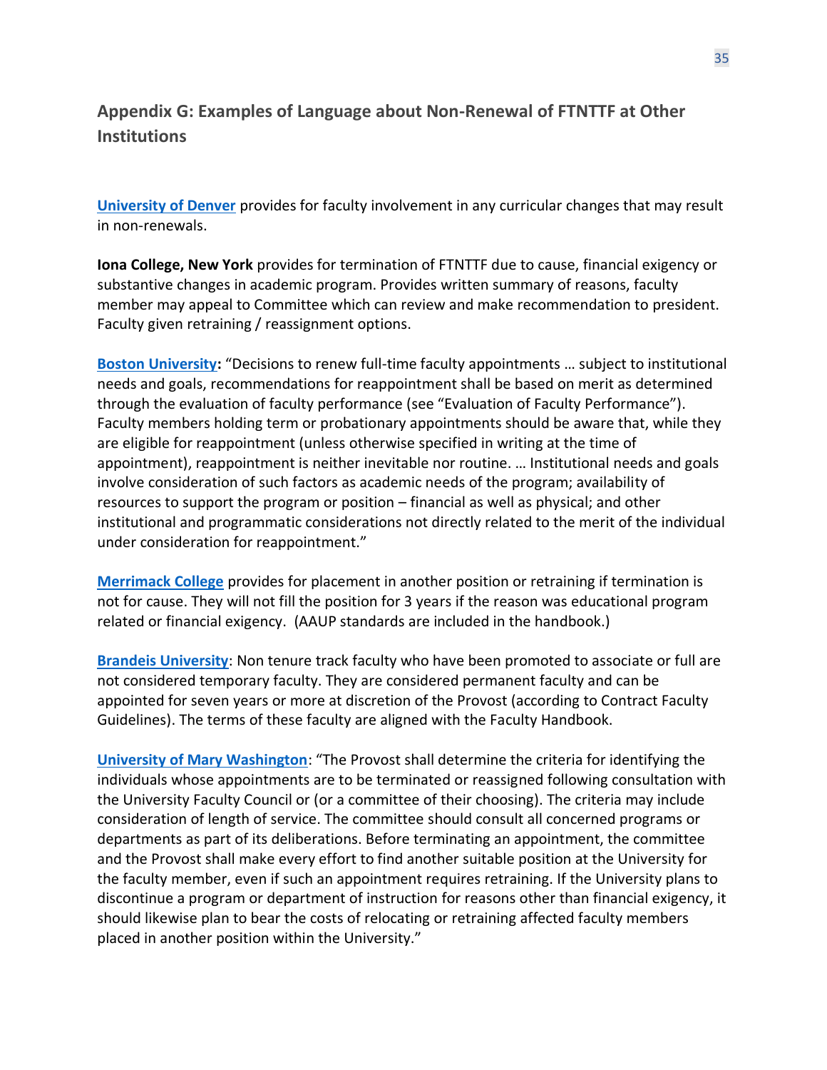## Appendix G: Examples of Language about Non-Renewal of FTNTTF at Other Institutions

**University of Denver** provides for faculty involvement in any curricular changes that may result in non-renewals.

**Iona College, New York** provides for termination of FTNTTF due to cause, financial exigency or substantive changes in academic program. Provides written summary of reasons, faculty member may appeal to Committee which can review and make recommendation to president. Faculty given retraining / reassignment options.

**Boston University:** "Decisions to renew full-time faculty appointments … subject to institutional needs and goals, recommendations for reappointment shall be based on merit as determined through the evaluation of faculty performance (see "Evaluation of Faculty Performance"). Faculty members holding term or probationary appointments should be aware that, while they are eligible for reappointment (unless otherwise specified in writing at the time of appointment), reappointment is neither inevitable nor routine. … Institutional needs and goals involve consideration of such factors as academic needs of the program; availability of resources to support the program or position – financial as well as physical; and other institutional and programmatic considerations not directly related to the merit of the individual under consideration for reappointment."

**Merrimack College** provides for placement in another position or retraining if termination is not for cause. They will not fill the position for 3 years if the reason was educational program related or financial exigency. (AAUP standards are included in the handbook.)

**Brandeis University**: Non tenure track faculty who have been promoted to associate or full are not considered temporary faculty. They are considered permanent faculty and can be appointed for seven years or more at discretion of the Provost (according to Contract Faculty Guidelines). The terms of these faculty are aligned with the Faculty Handbook.

**University of Mary Washington**: "The Provost shall determine the criteria for identifying the individuals whose appointments are to be terminated or reassigned following consultation with the University Faculty Council or (or a committee of their choosing). The criteria may include consideration of length of service. The committee should consult all concerned programs or departments as part of its deliberations. Before terminating an appointment, the committee and the Provost shall make every effort to find another suitable position at the University for the faculty member, even if such an appointment requires retraining. If the University plans to discontinue a program or department of instruction for reasons other than financial exigency, it should likewise plan to bear the costs of relocating or retraining affected faculty members placed in another position within the University."